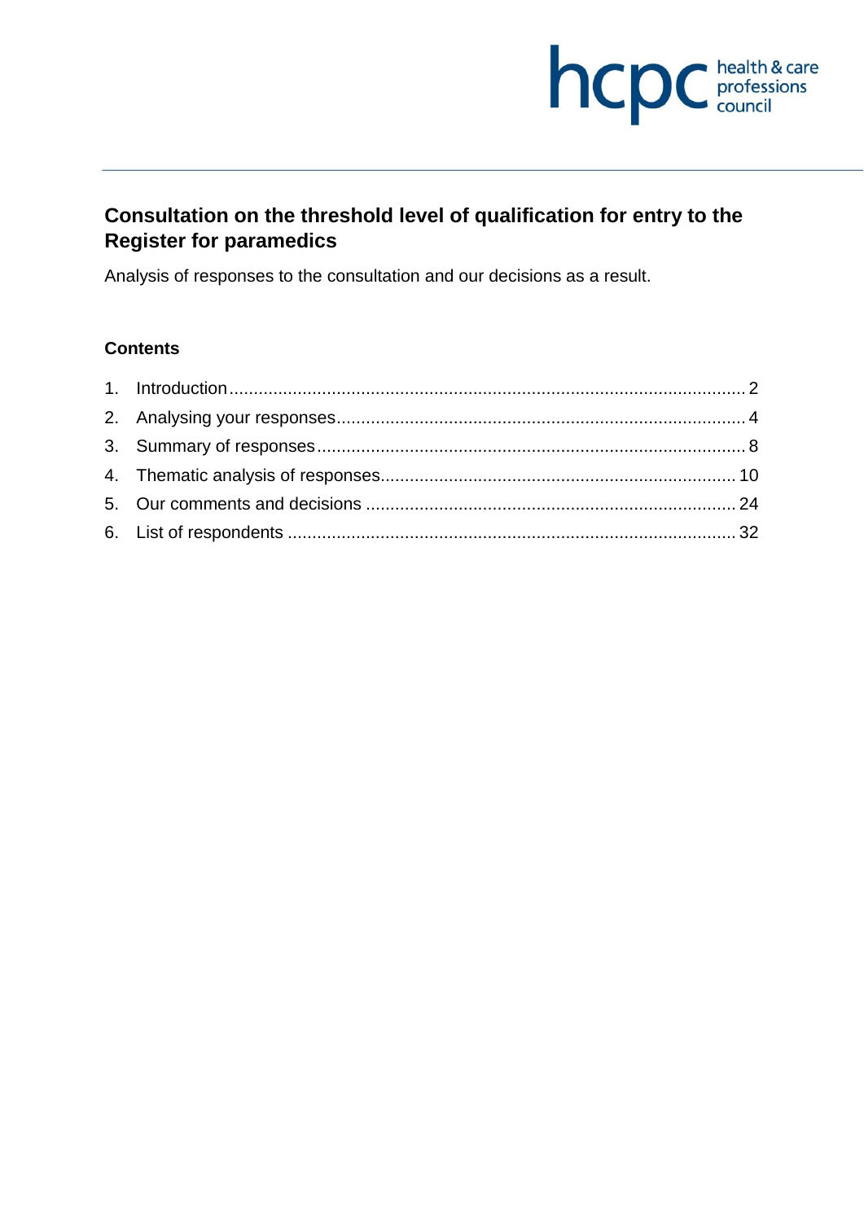# Consultation on the threshold level of qualification for entry to the Register for paramedics

Analysis of responses to the consultation and our decisions as a result.

## Contents

1. Introduction ........ 2
2. Analysing your responses ........ 4
3. Summary of responses ........ 8
4. Thematic analysis of responses ........ 10
5. Our comments and decisions ........ 24
6. List of respondents ........ 32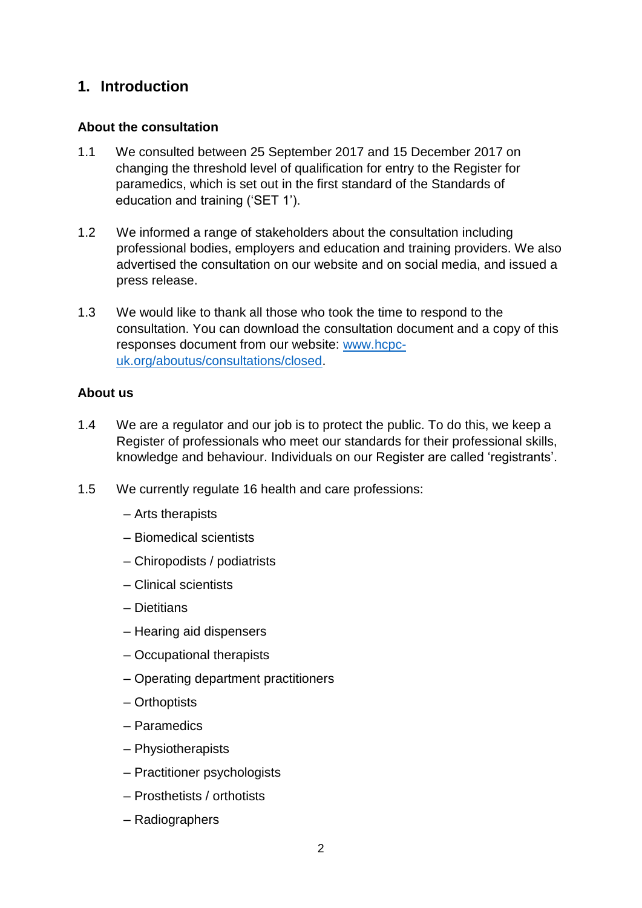## 1. Introduction

### About the consultation

1.1 We consulted between 25 September 2017 and 15 December 2017 on changing the threshold level of qualification for entry to the Register for paramedics, which is set out in the first standard of the Standards of education and training ('SET 1').

1.2 We informed a range of stakeholders about the consultation including professional bodies, employers and education and training providers. We also advertised the consultation on our website and on social media, and issued a press release.

1.3 We would like to thank all those who took the time to respond to the consultation. You can download the consultation document and a copy of this responses document from our website: [www.hcpc-uk.org/aboutus/consultations/closed](www.hcpc-uk.org/aboutus/consultations/closed).

### About us

1.4 We are a regulator and our job is to protect the public. To do this, we keep a Register of professionals who meet our standards for their professional skills, knowledge and behaviour. Individuals on our Register are called 'registrants'.

1.5 We currently regulate 16 health and care professions:

- Arts therapists
- Biomedical scientists
- Chiropodists / podiatrists
- Clinical scientists
- Dietitians
- Hearing aid dispensers
- Occupational therapists
- Operating department practitioners
- Orthoptists
- Paramedics
- Physiotherapists
- Practitioner psychologists
- Prosthetists / orthotists
- Radiographers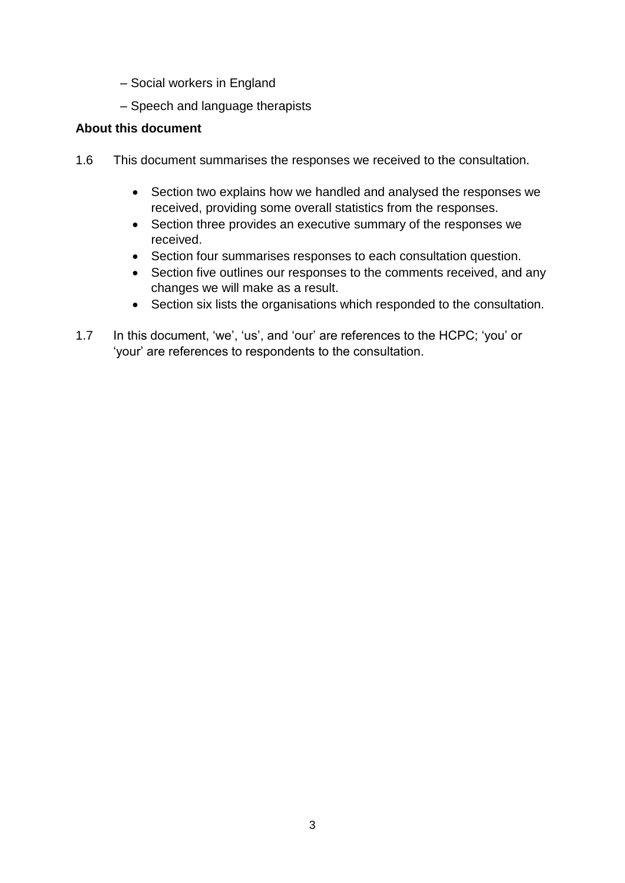– Social workers in England

– Speech and language therapists

**About this document**

1.6 This document summarises the responses we received to the consultation.

- Section two explains how we handled and analysed the responses we received, providing some overall statistics from the responses.
- Section three provides an executive summary of the responses we received.
- Section four summarises responses to each consultation question.
- Section five outlines our responses to the comments received, and any changes we will make as a result.
- Section six lists the organisations which responded to the consultation.

1.7 In this document, 'we', 'us', and 'our' are references to the HCPC; 'you' or 'your' are references to respondents to the consultation.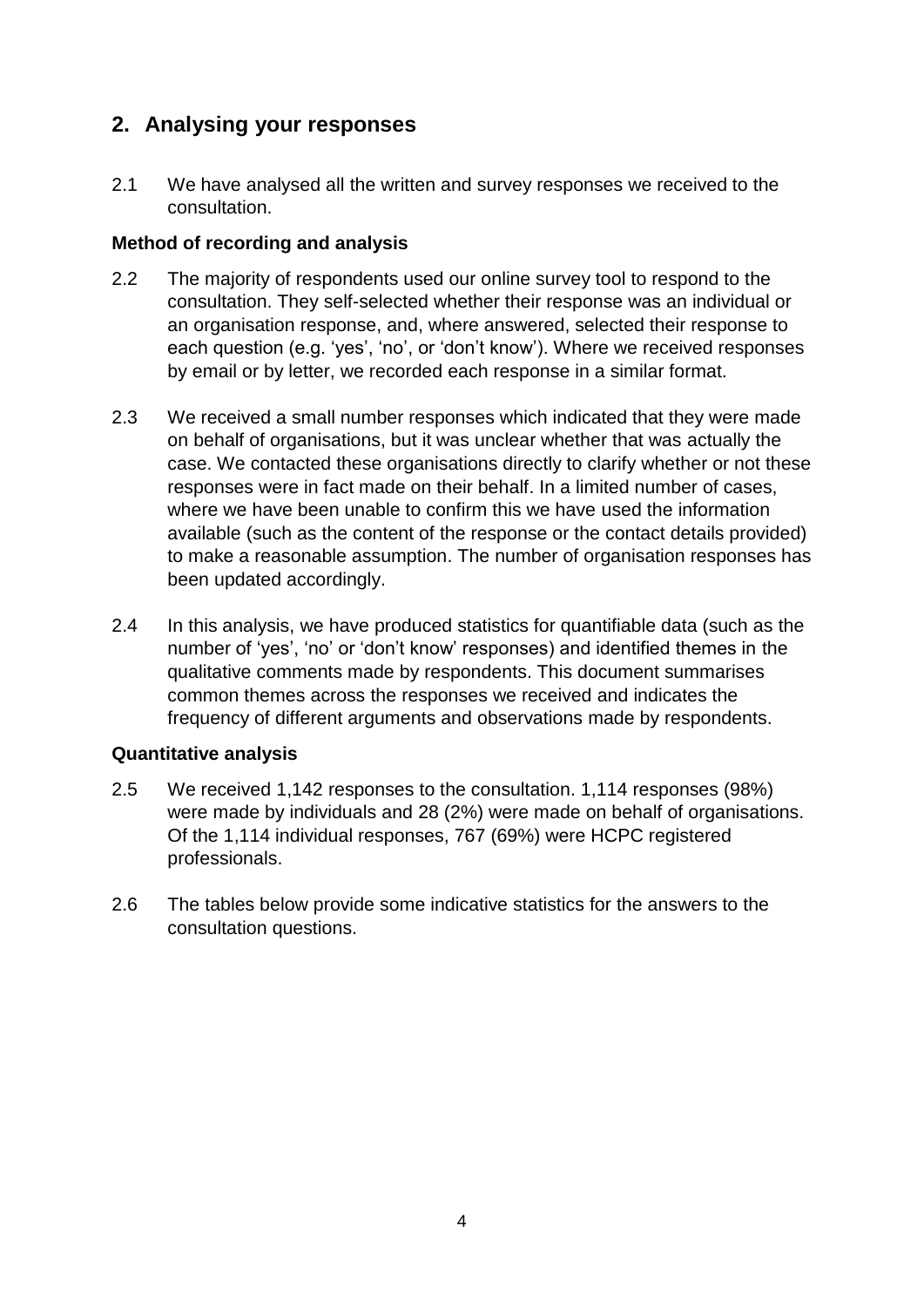## 2. Analysing your responses

2.1 We have analysed all the written and survey responses we received to the consultation.

### Method of recording and analysis

2.2 The majority of respondents used our online survey tool to respond to the consultation. They self-selected whether their response was an individual or an organisation response, and, where answered, selected their response to each question (e.g. 'yes', 'no', or 'don't know'). Where we received responses by email or by letter, we recorded each response in a similar format.

2.3 We received a small number responses which indicated that they were made on behalf of organisations, but it was unclear whether that was actually the case. We contacted these organisations directly to clarify whether or not these responses were in fact made on their behalf. In a limited number of cases, where we have been unable to confirm this we have used the information available (such as the content of the response or the contact details provided) to make a reasonable assumption. The number of organisation responses has been updated accordingly.

2.4 In this analysis, we have produced statistics for quantifiable data (such as the number of 'yes', 'no' or 'don't know' responses) and identified themes in the qualitative comments made by respondents. This document summarises common themes across the responses we received and indicates the frequency of different arguments and observations made by respondents.

### Quantitative analysis

2.5 We received 1,142 responses to the consultation. 1,114 responses (98%) were made by individuals and 28 (2%) were made on behalf of organisations. Of the 1,114 individual responses, 767 (69%) were HCPC registered professionals.

2.6 The tables below provide some indicative statistics for the answers to the consultation questions.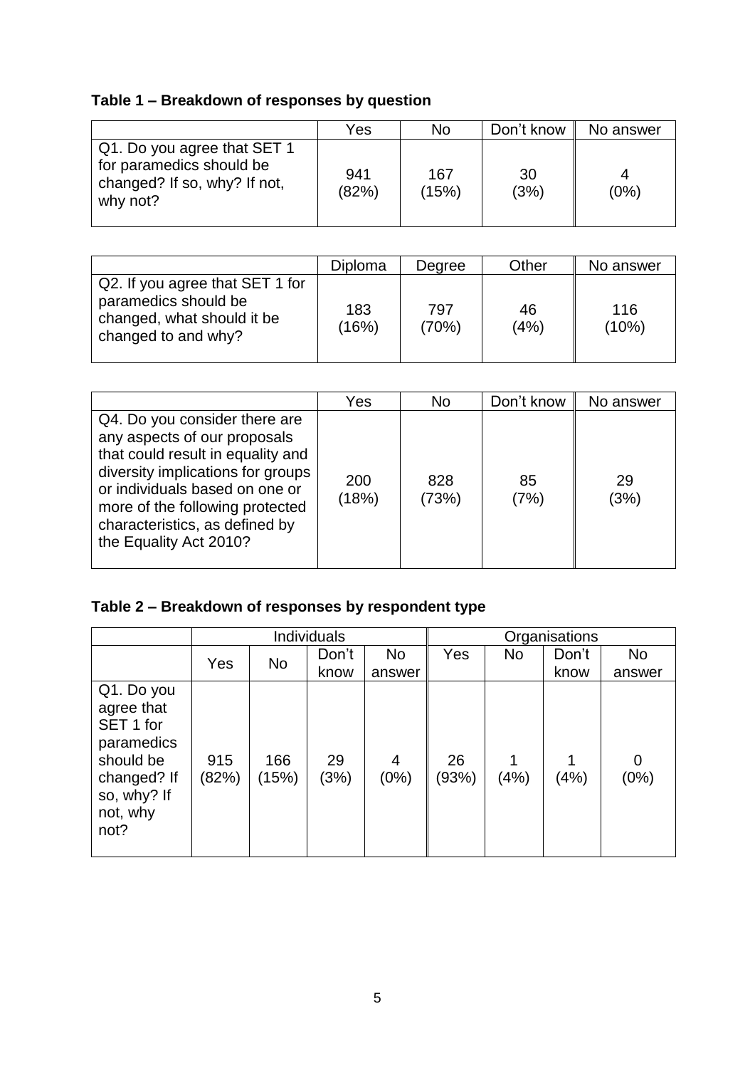**Table 1 – Breakdown of responses by question**

| | Yes | No | Don't know | No answer |
|---|---|---|---|---|
| Q1. Do you agree that SET 1 for paramedics should be changed? If so, why? If not, why not? | 941 (82%) | 167 (15%) | 30 (3%) | 4 (0%) |

| | Diploma | Degree | Other | No answer |
|---|---|---|---|---|
| Q2. If you agree that SET 1 for paramedics should be changed, what should it be changed to and why? | 183 (16%) | 797 (70%) | 46 (4%) | 116 (10%) |

| | Yes | No | Don't know | No answer |
|---|---|---|---|---|
| Q4. Do you consider there are any aspects of our proposals that could result in equality and diversity implications for groups or individuals based on one or more of the following protected characteristics, as defined by the Equality Act 2010? | 200 (18%) | 828 (73%) | 85 (7%) | 29 (3%) |

**Table 2 – Breakdown of responses by respondent type**

| | Individuals | | | | Organisations | | | |
|---|---|---|---|---|---|---|---|---|
| | Yes | No | Don't know | No answer | Yes | No | Don't know | No answer |
| Q1. Do you agree that SET 1 for paramedics should be changed? If so, why? If not, why not? | 915 (82%) | 166 (15%) | 29 (3%) | 4 (0%) | 26 (93%) | 1 (4%) | 1 (4%) | 0 (0%) |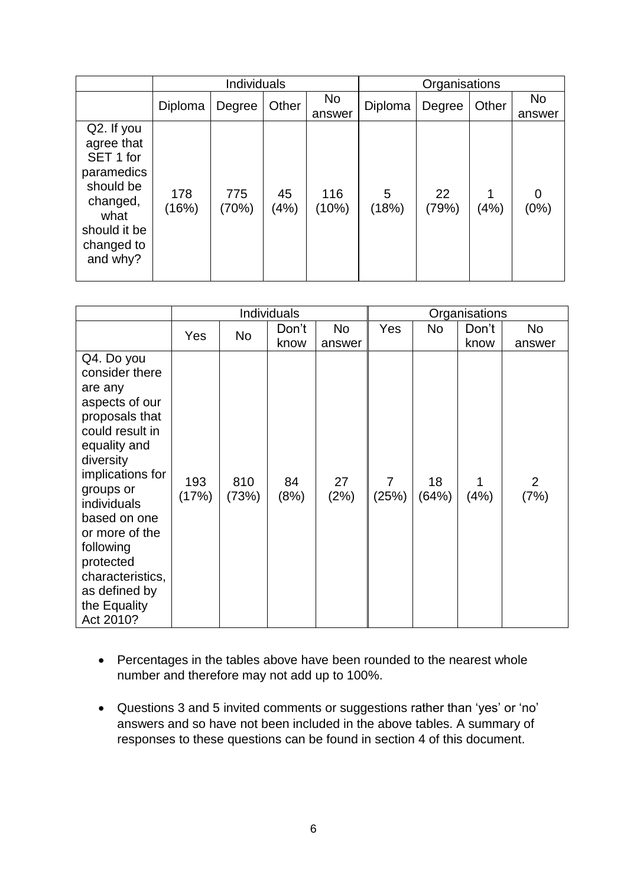| | Individuals | | | | Organisations | | | |
|---|---|---|---|---|---|---|---|---|
| | Diploma | Degree | Other | No answer | Diploma | Degree | Other | No answer |
| Q2. If you agree that SET 1 for paramedics should be changed, what should it be changed to and why? | 178 (16%) | 775 (70%) | 45 (4%) | 116 (10%) | 5 (18%) | 22 (79%) | 1 (4%) | 0 (0%) |

| | Individuals | | | | Organisations | | | |
|---|---|---|---|---|---|---|---|---|
| | Yes | No | Don't know | No answer | Yes | No | Don't know | No answer |
| Q4. Do you consider there are any aspects of our proposals that could result in equality and diversity implications for groups or individuals based on one or more of the following protected characteristics, as defined by the Equality Act 2010? | 193 (17%) | 810 (73%) | 84 (8%) | 27 (2%) | 7 (25%) | 18 (64%) | 1 (4%) | 2 (7%) |

- Percentages in the tables above have been rounded to the nearest whole number and therefore may not add up to 100%.
- Questions 3 and 5 invited comments or suggestions rather than 'yes' or 'no' answers and so have not been included in the above tables. A summary of responses to these questions can be found in section 4 of this document.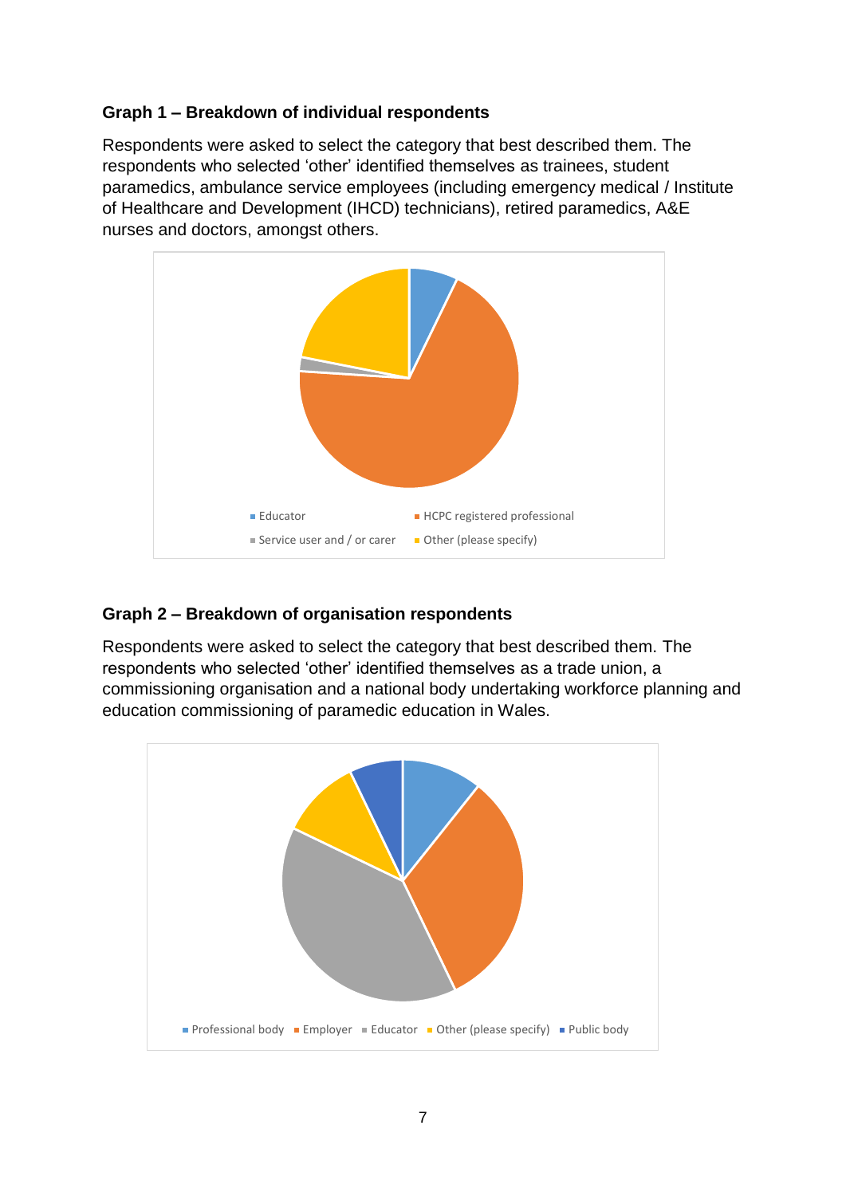### Graph 1 – Breakdown of individual respondents

Respondents were asked to select the category that best described them. The respondents who selected ‘other’ identified themselves as trainees, student paramedics, ambulance service employees (including emergency medical / Institute of Healthcare and Development (IHCD) technicians), retired paramedics, A&E nurses and doctors, amongst others.

Educator | HCPC registered professional | Service user and / or carer | Other (please specify)

### Graph 2 – Breakdown of organisation respondents

Respondents were asked to select the category that best described them. The respondents who selected ‘other’ identified themselves as a trade union, a commissioning organisation and a national body undertaking workforce planning and education commissioning of paramedic education in Wales.

Professional body | Employer | Educator | Other (please specify) | Public body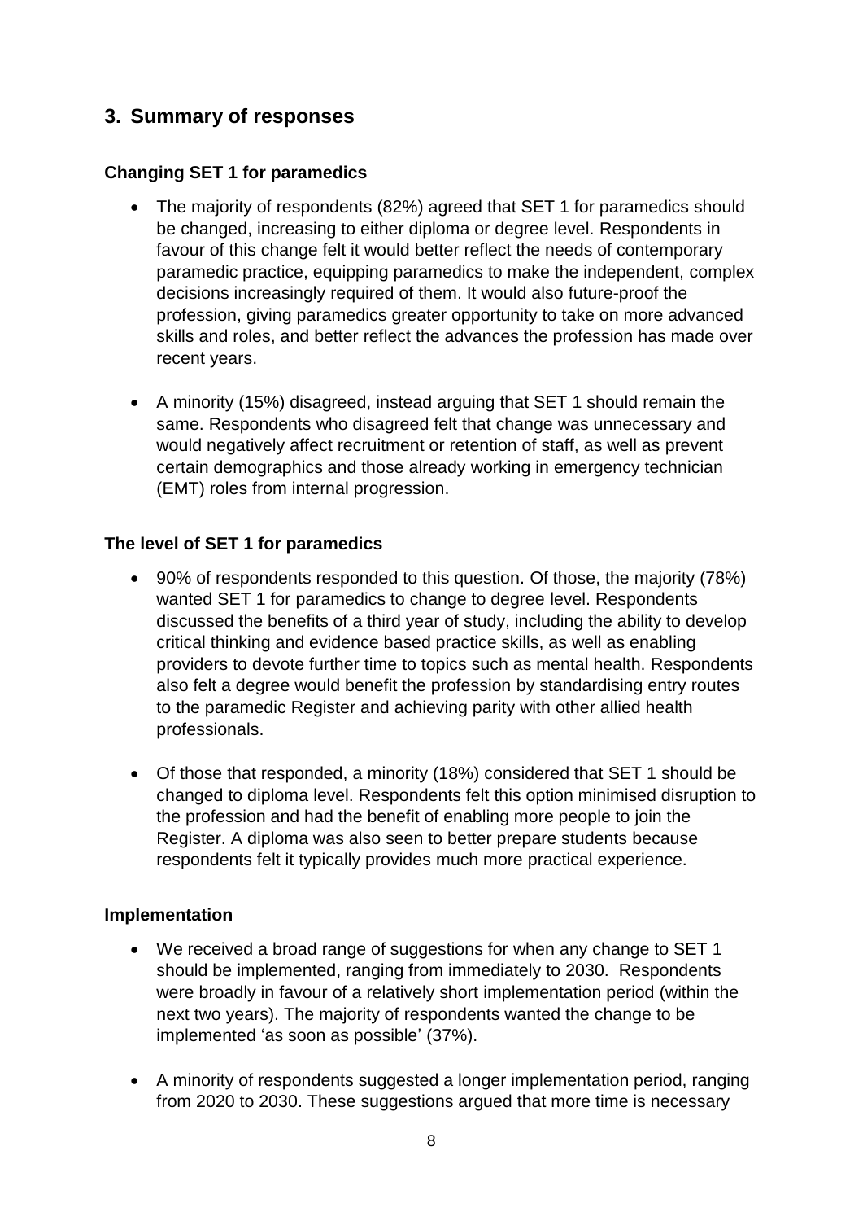## 3. Summary of responses

### Changing SET 1 for paramedics

- The majority of respondents (82%) agreed that SET 1 for paramedics should be changed, increasing to either diploma or degree level. Respondents in favour of this change felt it would better reflect the needs of contemporary paramedic practice, equipping paramedics to make the independent, complex decisions increasingly required of them. It would also future-proof the profession, giving paramedics greater opportunity to take on more advanced skills and roles, and better reflect the advances the profession has made over recent years.

- A minority (15%) disagreed, instead arguing that SET 1 should remain the same. Respondents who disagreed felt that change was unnecessary and would negatively affect recruitment or retention of staff, as well as prevent certain demographics and those already working in emergency technician (EMT) roles from internal progression.

### The level of SET 1 for paramedics

- 90% of respondents responded to this question. Of those, the majority (78%) wanted SET 1 for paramedics to change to degree level. Respondents discussed the benefits of a third year of study, including the ability to develop critical thinking and evidence based practice skills, as well as enabling providers to devote further time to topics such as mental health. Respondents also felt a degree would benefit the profession by standardising entry routes to the paramedic Register and achieving parity with other allied health professionals.

- Of those that responded, a minority (18%) considered that SET 1 should be changed to diploma level. Respondents felt this option minimised disruption to the profession and had the benefit of enabling more people to join the Register. A diploma was also seen to better prepare students because respondents felt it typically provides much more practical experience.

### Implementation

- We received a broad range of suggestions for when any change to SET 1 should be implemented, ranging from immediately to 2030. Respondents were broadly in favour of a relatively short implementation period (within the next two years). The majority of respondents wanted the change to be implemented 'as soon as possible' (37%).

- A minority of respondents suggested a longer implementation period, ranging from 2020 to 2030. These suggestions argued that more time is necessary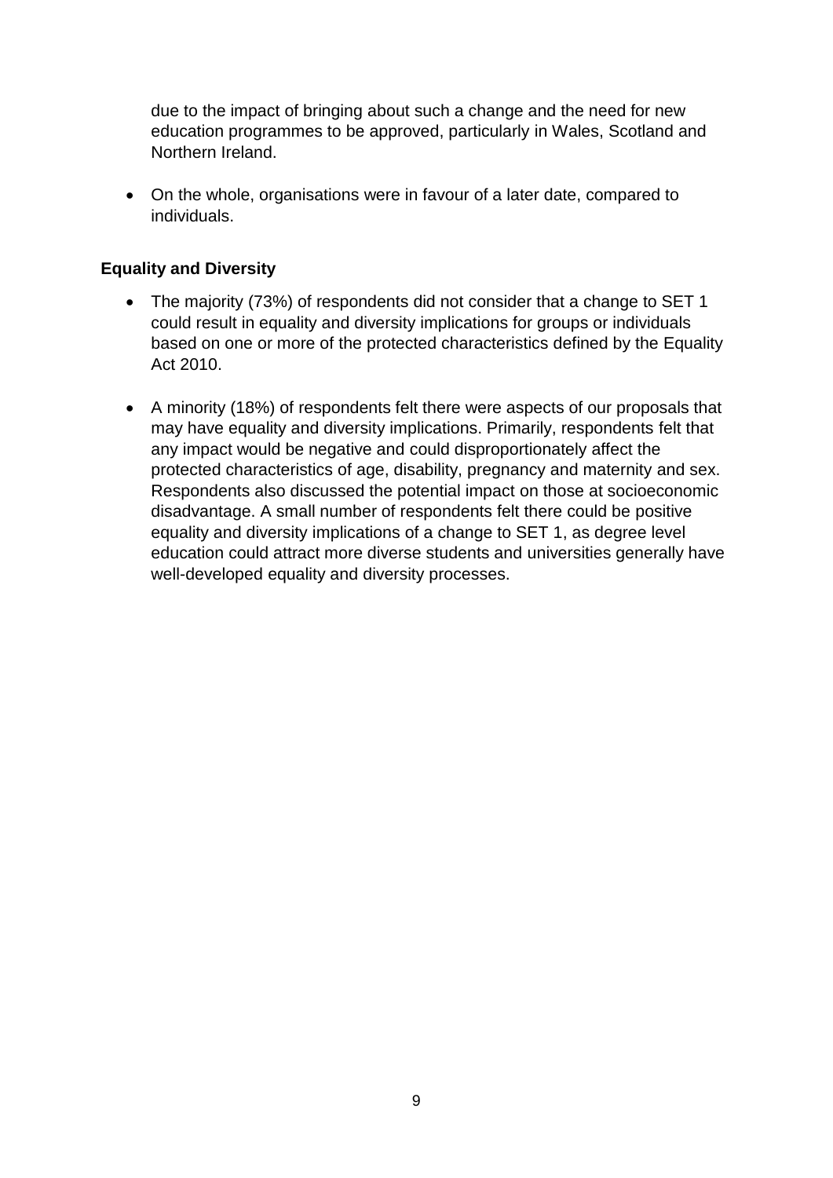due to the impact of bringing about such a change and the need for new education programmes to be approved, particularly in Wales, Scotland and Northern Ireland.

- On the whole, organisations were in favour of a later date, compared to individuals.

**Equality and Diversity**

- The majority (73%) of respondents did not consider that a change to SET 1 could result in equality and diversity implications for groups or individuals based on one or more of the protected characteristics defined by the Equality Act 2010.

- A minority (18%) of respondents felt there were aspects of our proposals that may have equality and diversity implications. Primarily, respondents felt that any impact would be negative and could disproportionately affect the protected characteristics of age, disability, pregnancy and maternity and sex. Respondents also discussed the potential impact on those at socioeconomic disadvantage. A small number of respondents felt there could be positive equality and diversity implications of a change to SET 1, as degree level education could attract more diverse students and universities generally have well-developed equality and diversity processes.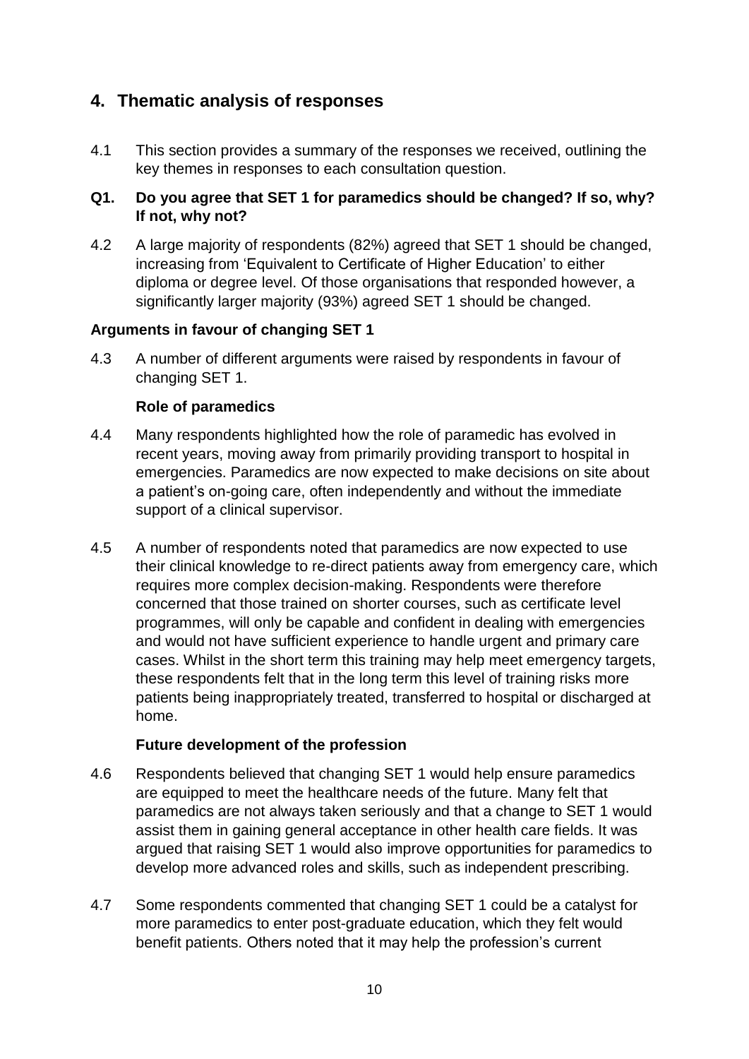## 4. Thematic analysis of responses

4.1 This section provides a summary of the responses we received, outlining the key themes in responses to each consultation question.

**Q1. Do you agree that SET 1 for paramedics should be changed? If so, why? If not, why not?**

4.2 A large majority of respondents (82%) agreed that SET 1 should be changed, increasing from 'Equivalent to Certificate of Higher Education' to either diploma or degree level. Of those organisations that responded however, a significantly larger majority (93%) agreed SET 1 should be changed.

**Arguments in favour of changing SET 1**

4.3 A number of different arguments were raised by respondents in favour of changing SET 1.

**Role of paramedics**

4.4 Many respondents highlighted how the role of paramedic has evolved in recent years, moving away from primarily providing transport to hospital in emergencies. Paramedics are now expected to make decisions on site about a patient's on-going care, often independently and without the immediate support of a clinical supervisor.

4.5 A number of respondents noted that paramedics are now expected to use their clinical knowledge to re-direct patients away from emergency care, which requires more complex decision-making. Respondents were therefore concerned that those trained on shorter courses, such as certificate level programmes, will only be capable and confident in dealing with emergencies and would not have sufficient experience to handle urgent and primary care cases. Whilst in the short term this training may help meet emergency targets, these respondents felt that in the long term this level of training risks more patients being inappropriately treated, transferred to hospital or discharged at home.

**Future development of the profession**

4.6 Respondents believed that changing SET 1 would help ensure paramedics are equipped to meet the healthcare needs of the future. Many felt that paramedics are not always taken seriously and that a change to SET 1 would assist them in gaining general acceptance in other health care fields. It was argued that raising SET 1 would also improve opportunities for paramedics to develop more advanced roles and skills, such as independent prescribing.

4.7 Some respondents commented that changing SET 1 could be a catalyst for more paramedics to enter post-graduate education, which they felt would benefit patients. Others noted that it may help the profession's current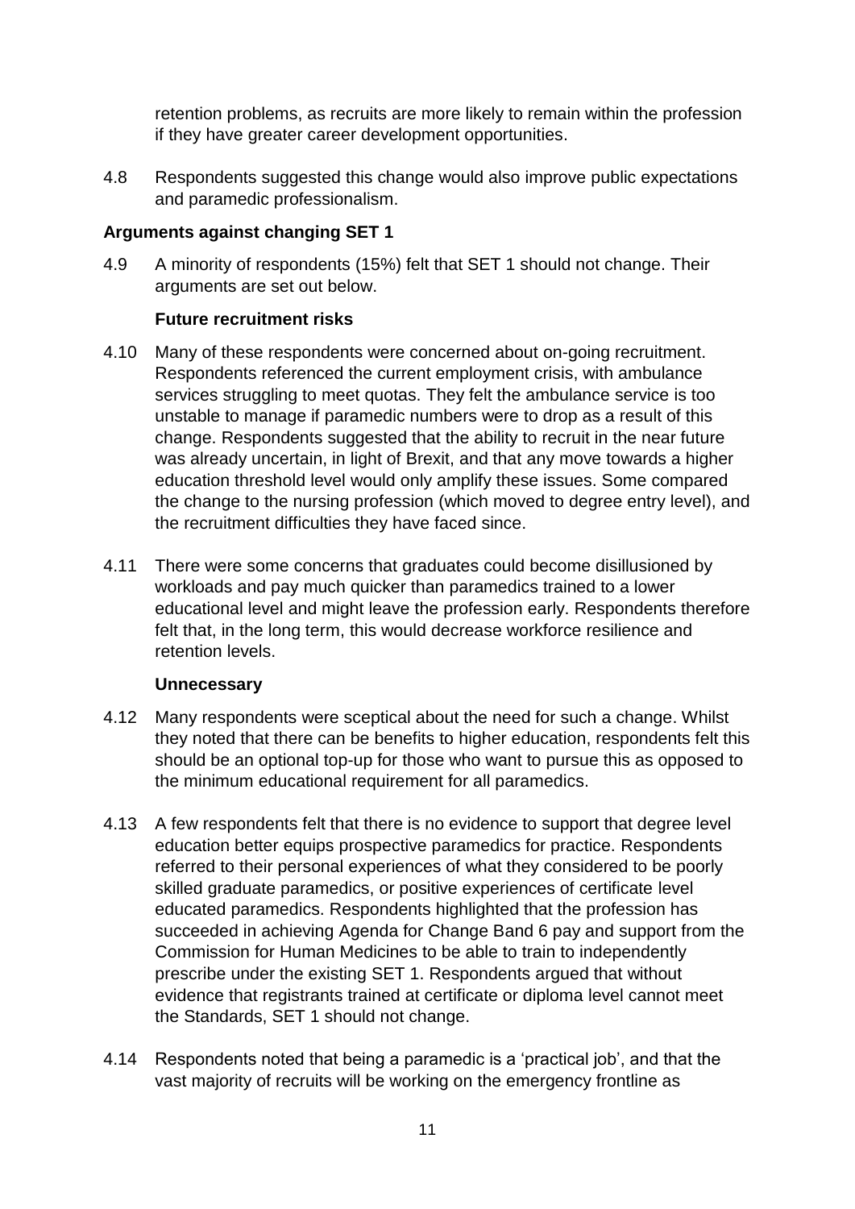retention problems, as recruits are more likely to remain within the profession if they have greater career development opportunities.

4.8 Respondents suggested this change would also improve public expectations and paramedic professionalism.

**Arguments against changing SET 1**

4.9 A minority of respondents (15%) felt that SET 1 should not change. Their arguments are set out below.

**Future recruitment risks**

4.10 Many of these respondents were concerned about on-going recruitment. Respondents referenced the current employment crisis, with ambulance services struggling to meet quotas. They felt the ambulance service is too unstable to manage if paramedic numbers were to drop as a result of this change. Respondents suggested that the ability to recruit in the near future was already uncertain, in light of Brexit, and that any move towards a higher education threshold level would only amplify these issues. Some compared the change to the nursing profession (which moved to degree entry level), and the recruitment difficulties they have faced since.

4.11 There were some concerns that graduates could become disillusioned by workloads and pay much quicker than paramedics trained to a lower educational level and might leave the profession early. Respondents therefore felt that, in the long term, this would decrease workforce resilience and retention levels.

**Unnecessary**

4.12 Many respondents were sceptical about the need for such a change. Whilst they noted that there can be benefits to higher education, respondents felt this should be an optional top-up for those who want to pursue this as opposed to the minimum educational requirement for all paramedics.

4.13 A few respondents felt that there is no evidence to support that degree level education better equips prospective paramedics for practice. Respondents referred to their personal experiences of what they considered to be poorly skilled graduate paramedics, or positive experiences of certificate level educated paramedics. Respondents highlighted that the profession has succeeded in achieving Agenda for Change Band 6 pay and support from the Commission for Human Medicines to be able to train to independently prescribe under the existing SET 1. Respondents argued that without evidence that registrants trained at certificate or diploma level cannot meet the Standards, SET 1 should not change.

4.14 Respondents noted that being a paramedic is a 'practical job', and that the vast majority of recruits will be working on the emergency frontline as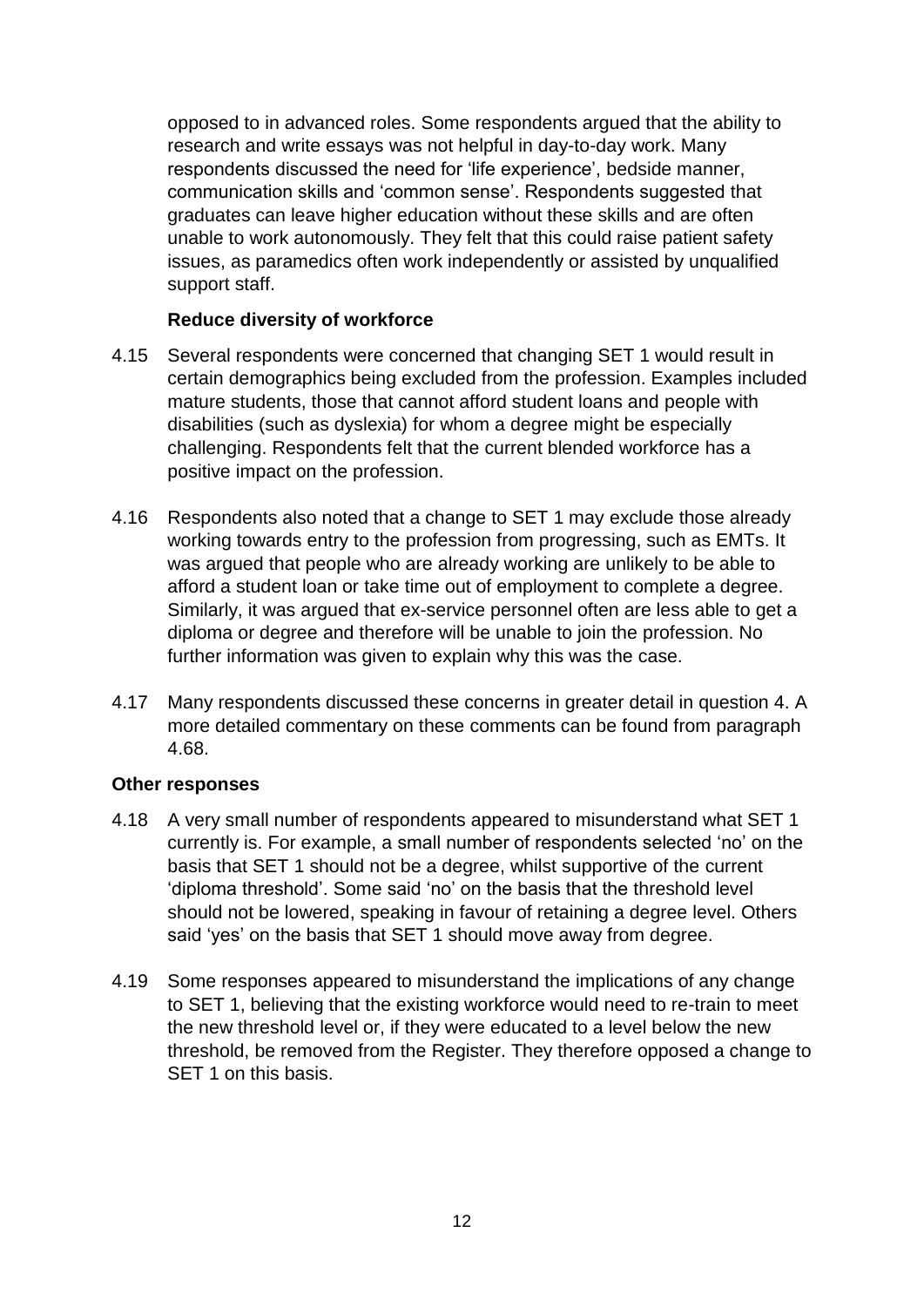opposed to in advanced roles. Some respondents argued that the ability to research and write essays was not helpful in day-to-day work. Many respondents discussed the need for 'life experience', bedside manner, communication skills and 'common sense'. Respondents suggested that graduates can leave higher education without these skills and are often unable to work autonomously. They felt that this could raise patient safety issues, as paramedics often work independently or assisted by unqualified support staff.

**Reduce diversity of workforce**

4.15 Several respondents were concerned that changing SET 1 would result in certain demographics being excluded from the profession. Examples included mature students, those that cannot afford student loans and people with disabilities (such as dyslexia) for whom a degree might be especially challenging. Respondents felt that the current blended workforce has a positive impact on the profession.

4.16 Respondents also noted that a change to SET 1 may exclude those already working towards entry to the profession from progressing, such as EMTs. It was argued that people who are already working are unlikely to be able to afford a student loan or take time out of employment to complete a degree. Similarly, it was argued that ex-service personnel often are less able to get a diploma or degree and therefore will be unable to join the profession. No further information was given to explain why this was the case.

4.17 Many respondents discussed these concerns in greater detail in question 4. A more detailed commentary on these comments can be found from paragraph 4.68.

**Other responses**

4.18 A very small number of respondents appeared to misunderstand what SET 1 currently is. For example, a small number of respondents selected 'no' on the basis that SET 1 should not be a degree, whilst supportive of the current 'diploma threshold'. Some said 'no' on the basis that the threshold level should not be lowered, speaking in favour of retaining a degree level. Others said 'yes' on the basis that SET 1 should move away from degree.

4.19 Some responses appeared to misunderstand the implications of any change to SET 1, believing that the existing workforce would need to re-train to meet the new threshold level or, if they were educated to a level below the new threshold, be removed from the Register. They therefore opposed a change to SET 1 on this basis.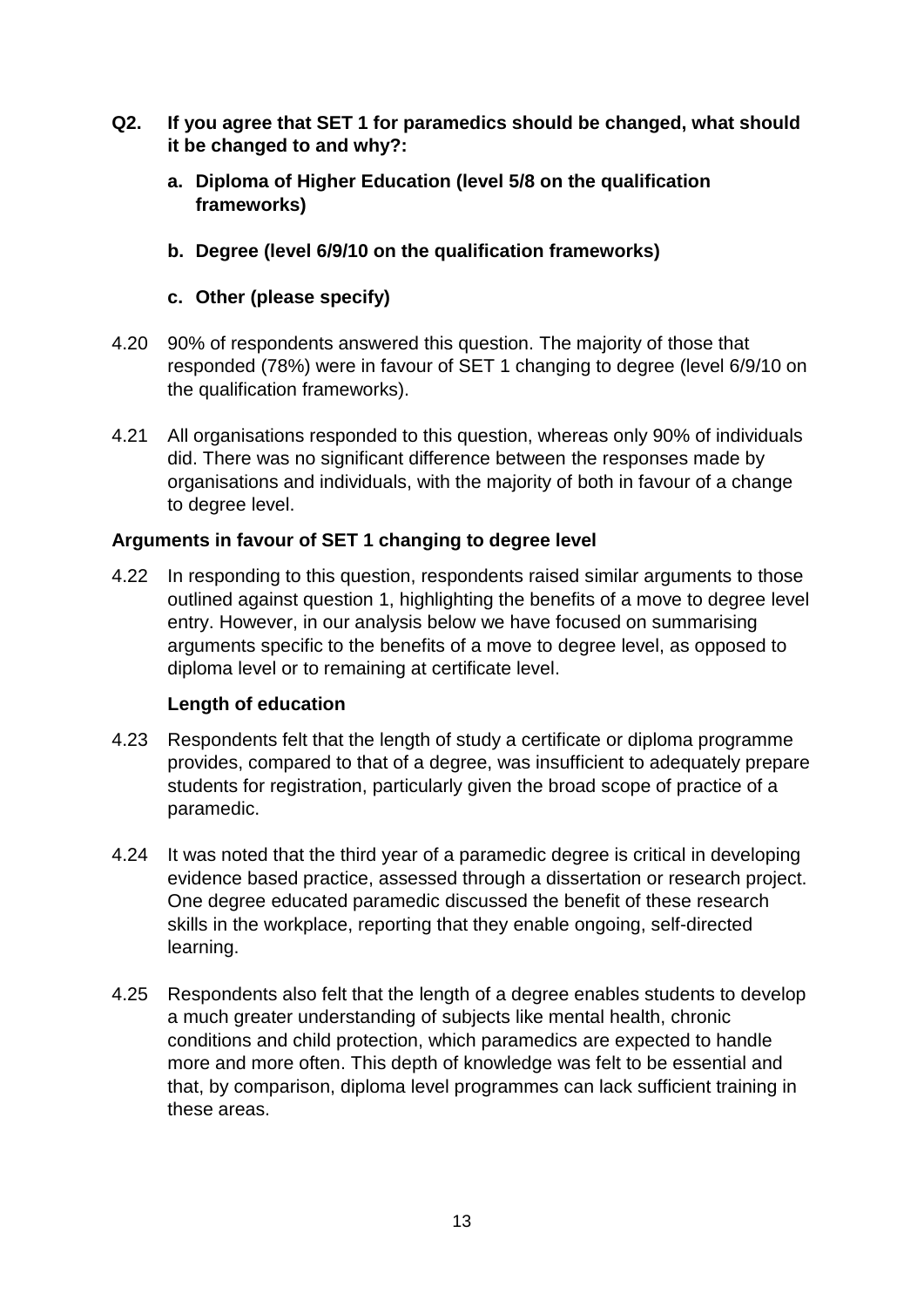**Q2. If you agree that SET 1 for paramedics should be changed, what should it be changed to and why?:**

  **a. Diploma of Higher Education (level 5/8 on the qualification frameworks)**

  **b. Degree (level 6/9/10 on the qualification frameworks)**

  **c. Other (please specify)**

4.20 90% of respondents answered this question. The majority of those that responded (78%) were in favour of SET 1 changing to degree (level 6/9/10 on the qualification frameworks).

4.21 All organisations responded to this question, whereas only 90% of individuals did. There was no significant difference between the responses made by organisations and individuals, with the majority of both in favour of a change to degree level.

**Arguments in favour of SET 1 changing to degree level**

4.22 In responding to this question, respondents raised similar arguments to those outlined against question 1, highlighting the benefits of a move to degree level entry. However, in our analysis below we have focused on summarising arguments specific to the benefits of a move to degree level, as opposed to diploma level or to remaining at certificate level.

**Length of education**

4.23 Respondents felt that the length of study a certificate or diploma programme provides, compared to that of a degree, was insufficient to adequately prepare students for registration, particularly given the broad scope of practice of a paramedic.

4.24 It was noted that the third year of a paramedic degree is critical in developing evidence based practice, assessed through a dissertation or research project. One degree educated paramedic discussed the benefit of these research skills in the workplace, reporting that they enable ongoing, self-directed learning.

4.25 Respondents also felt that the length of a degree enables students to develop a much greater understanding of subjects like mental health, chronic conditions and child protection, which paramedics are expected to handle more and more often. This depth of knowledge was felt to be essential and that, by comparison, diploma level programmes can lack sufficient training in these areas.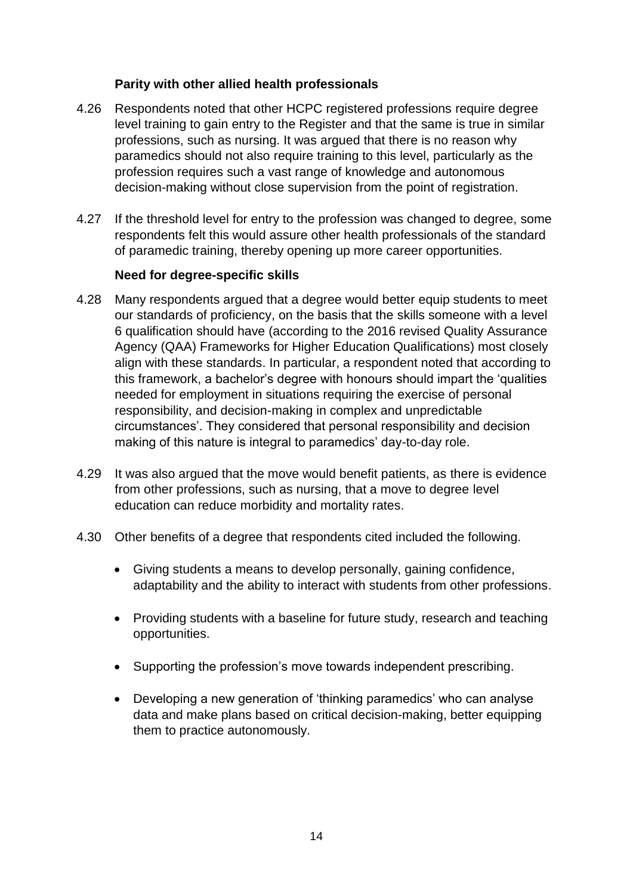**Parity with other allied health professionals**

4.26 Respondents noted that other HCPC registered professions require degree level training to gain entry to the Register and that the same is true in similar professions, such as nursing. It was argued that there is no reason why paramedics should not also require training to this level, particularly as the profession requires such a vast range of knowledge and autonomous decision-making without close supervision from the point of registration.

4.27 If the threshold level for entry to the profession was changed to degree, some respondents felt this would assure other health professionals of the standard of paramedic training, thereby opening up more career opportunities.

**Need for degree-specific skills**

4.28 Many respondents argued that a degree would better equip students to meet our standards of proficiency, on the basis that the skills someone with a level 6 qualification should have (according to the 2016 revised Quality Assurance Agency (QAA) Frameworks for Higher Education Qualifications) most closely align with these standards. In particular, a respondent noted that according to this framework, a bachelor's degree with honours should impart the 'qualities needed for employment in situations requiring the exercise of personal responsibility, and decision-making in complex and unpredictable circumstances'. They considered that personal responsibility and decision making of this nature is integral to paramedics' day-to-day role.

4.29 It was also argued that the move would benefit patients, as there is evidence from other professions, such as nursing, that a move to degree level education can reduce morbidity and mortality rates.

4.30 Other benefits of a degree that respondents cited included the following.

- Giving students a means to develop personally, gaining confidence, adaptability and the ability to interact with students from other professions.
- Providing students with a baseline for future study, research and teaching opportunities.
- Supporting the profession's move towards independent prescribing.
- Developing a new generation of 'thinking paramedics' who can analyse data and make plans based on critical decision-making, better equipping them to practice autonomously.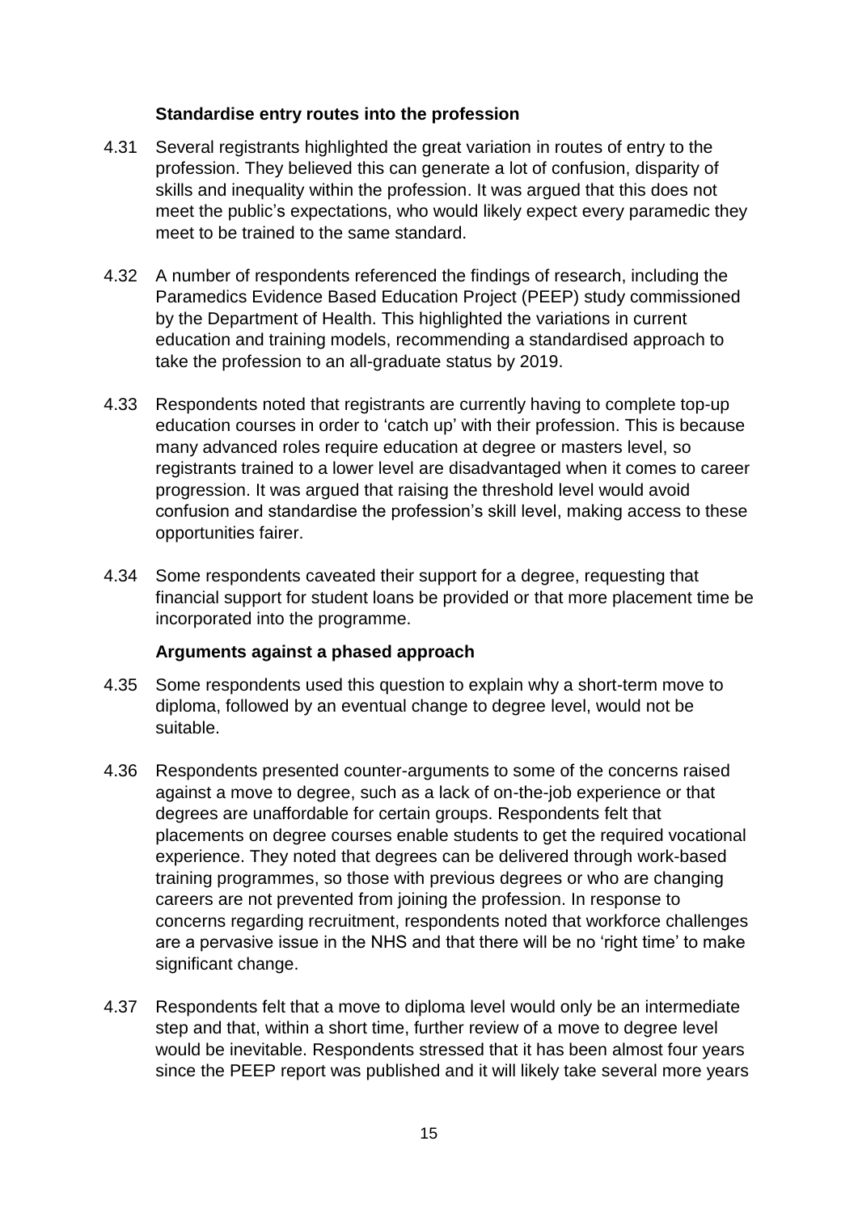**Standardise entry routes into the profession**

4.31 Several registrants highlighted the great variation in routes of entry to the profession. They believed this can generate a lot of confusion, disparity of skills and inequality within the profession. It was argued that this does not meet the public's expectations, who would likely expect every paramedic they meet to be trained to the same standard.

4.32 A number of respondents referenced the findings of research, including the Paramedics Evidence Based Education Project (PEEP) study commissioned by the Department of Health. This highlighted the variations in current education and training models, recommending a standardised approach to take the profession to an all-graduate status by 2019.

4.33 Respondents noted that registrants are currently having to complete top-up education courses in order to 'catch up' with their profession. This is because many advanced roles require education at degree or masters level, so registrants trained to a lower level are disadvantaged when it comes to career progression. It was argued that raising the threshold level would avoid confusion and standardise the profession's skill level, making access to these opportunities fairer.

4.34 Some respondents caveated their support for a degree, requesting that financial support for student loans be provided or that more placement time be incorporated into the programme.

**Arguments against a phased approach**

4.35 Some respondents used this question to explain why a short-term move to diploma, followed by an eventual change to degree level, would not be suitable.

4.36 Respondents presented counter-arguments to some of the concerns raised against a move to degree, such as a lack of on-the-job experience or that degrees are unaffordable for certain groups. Respondents felt that placements on degree courses enable students to get the required vocational experience. They noted that degrees can be delivered through work-based training programmes, so those with previous degrees or who are changing careers are not prevented from joining the profession. In response to concerns regarding recruitment, respondents noted that workforce challenges are a pervasive issue in the NHS and that there will be no 'right time' to make significant change.

4.37 Respondents felt that a move to diploma level would only be an intermediate step and that, within a short time, further review of a move to degree level would be inevitable. Respondents stressed that it has been almost four years since the PEEP report was published and it will likely take several more years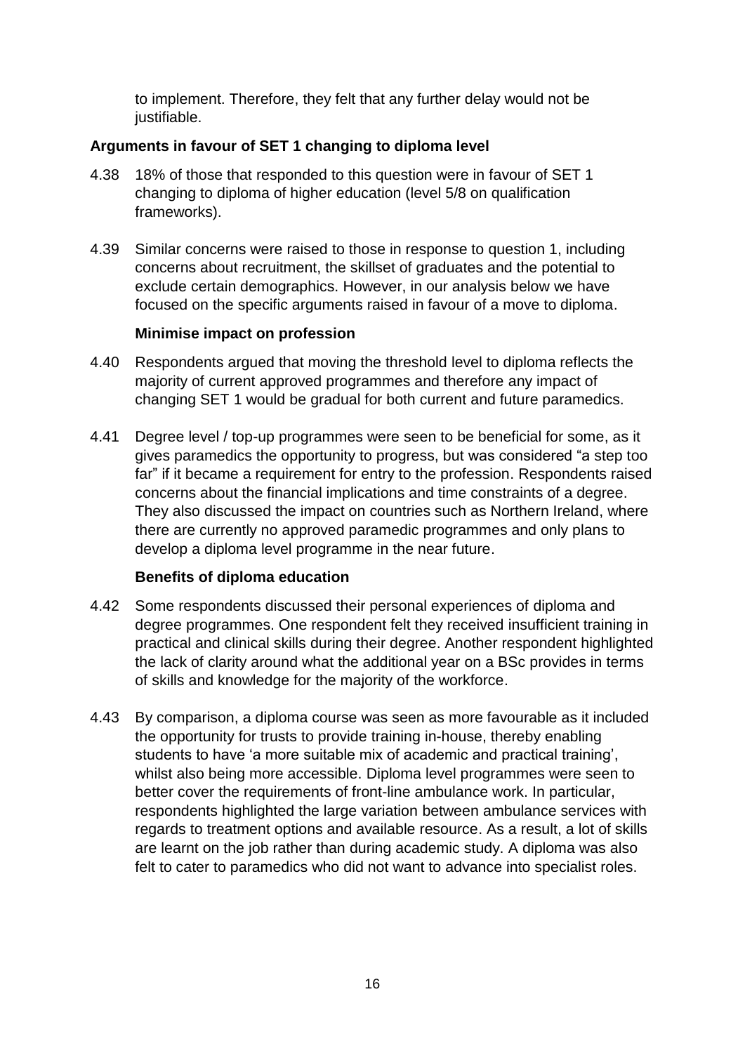to implement. Therefore, they felt that any further delay would not be justifiable.

**Arguments in favour of SET 1 changing to diploma level**

4.38 18% of those that responded to this question were in favour of SET 1 changing to diploma of higher education (level 5/8 on qualification frameworks).

4.39 Similar concerns were raised to those in response to question 1, including concerns about recruitment, the skillset of graduates and the potential to exclude certain demographics. However, in our analysis below we have focused on the specific arguments raised in favour of a move to diploma.

**Minimise impact on profession**

4.40 Respondents argued that moving the threshold level to diploma reflects the majority of current approved programmes and therefore any impact of changing SET 1 would be gradual for both current and future paramedics.

4.41 Degree level / top-up programmes were seen to be beneficial for some, as it gives paramedics the opportunity to progress, but was considered "a step too far" if it became a requirement for entry to the profession. Respondents raised concerns about the financial implications and time constraints of a degree. They also discussed the impact on countries such as Northern Ireland, where there are currently no approved paramedic programmes and only plans to develop a diploma level programme in the near future.

**Benefits of diploma education**

4.42 Some respondents discussed their personal experiences of diploma and degree programmes. One respondent felt they received insufficient training in practical and clinical skills during their degree. Another respondent highlighted the lack of clarity around what the additional year on a BSc provides in terms of skills and knowledge for the majority of the workforce.

4.43 By comparison, a diploma course was seen as more favourable as it included the opportunity for trusts to provide training in-house, thereby enabling students to have 'a more suitable mix of academic and practical training', whilst also being more accessible. Diploma level programmes were seen to better cover the requirements of front-line ambulance work. In particular, respondents highlighted the large variation between ambulance services with regards to treatment options and available resource. As a result, a lot of skills are learnt on the job rather than during academic study. A diploma was also felt to cater to paramedics who did not want to advance into specialist roles.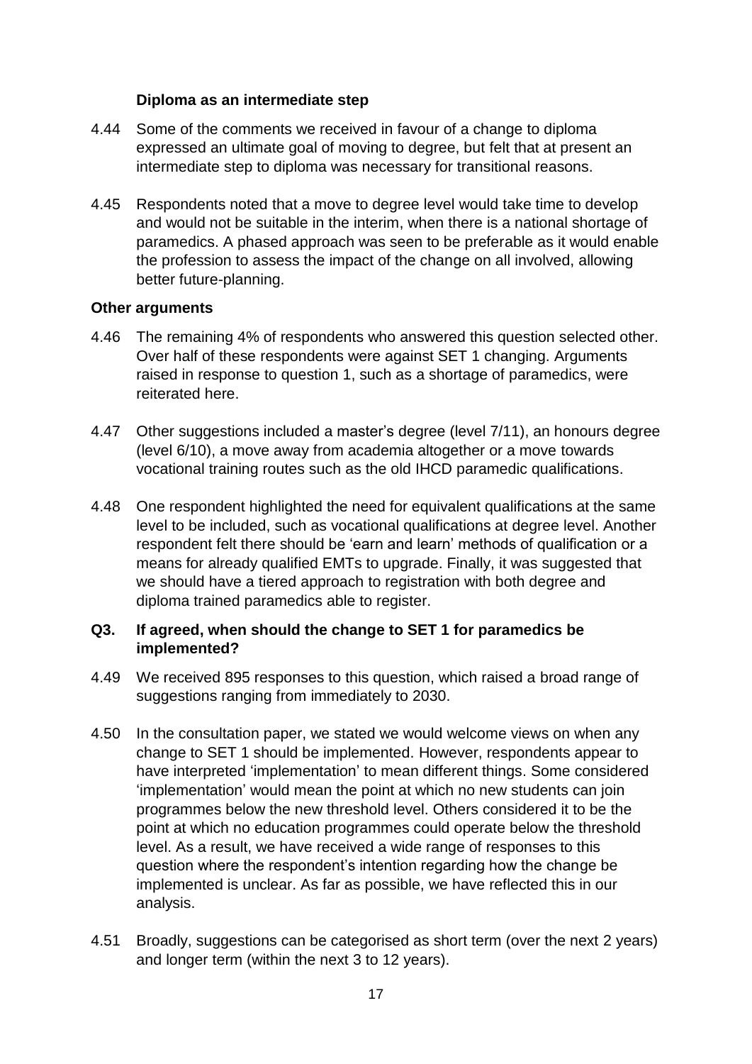### Diploma as an intermediate step

4.44 Some of the comments we received in favour of a change to diploma expressed an ultimate goal of moving to degree, but felt that at present an intermediate step to diploma was necessary for transitional reasons.

4.45 Respondents noted that a move to degree level would take time to develop and would not be suitable in the interim, when there is a national shortage of paramedics. A phased approach was seen to be preferable as it would enable the profession to assess the impact of the change on all involved, allowing better future-planning.

### Other arguments

4.46 The remaining 4% of respondents who answered this question selected other. Over half of these respondents were against SET 1 changing. Arguments raised in response to question 1, such as a shortage of paramedics, were reiterated here.

4.47 Other suggestions included a master's degree (level 7/11), an honours degree (level 6/10), a move away from academia altogether or a move towards vocational training routes such as the old IHCD paramedic qualifications.

4.48 One respondent highlighted the need for equivalent qualifications at the same level to be included, such as vocational qualifications at degree level. Another respondent felt there should be 'earn and learn' methods of qualification or a means for already qualified EMTs to upgrade. Finally, it was suggested that we should have a tiered approach to registration with both degree and diploma trained paramedics able to register.

## Q3. If agreed, when should the change to SET 1 for paramedics be implemented?

4.49 We received 895 responses to this question, which raised a broad range of suggestions ranging from immediately to 2030.

4.50 In the consultation paper, we stated we would welcome views on when any change to SET 1 should be implemented. However, respondents appear to have interpreted 'implementation' to mean different things. Some considered 'implementation' would mean the point at which no new students can join programmes below the new threshold level. Others considered it to be the point at which no education programmes could operate below the threshold level. As a result, we have received a wide range of responses to this question where the respondent's intention regarding how the change be implemented is unclear. As far as possible, we have reflected this in our analysis.

4.51 Broadly, suggestions can be categorised as short term (over the next 2 years) and longer term (within the next 3 to 12 years).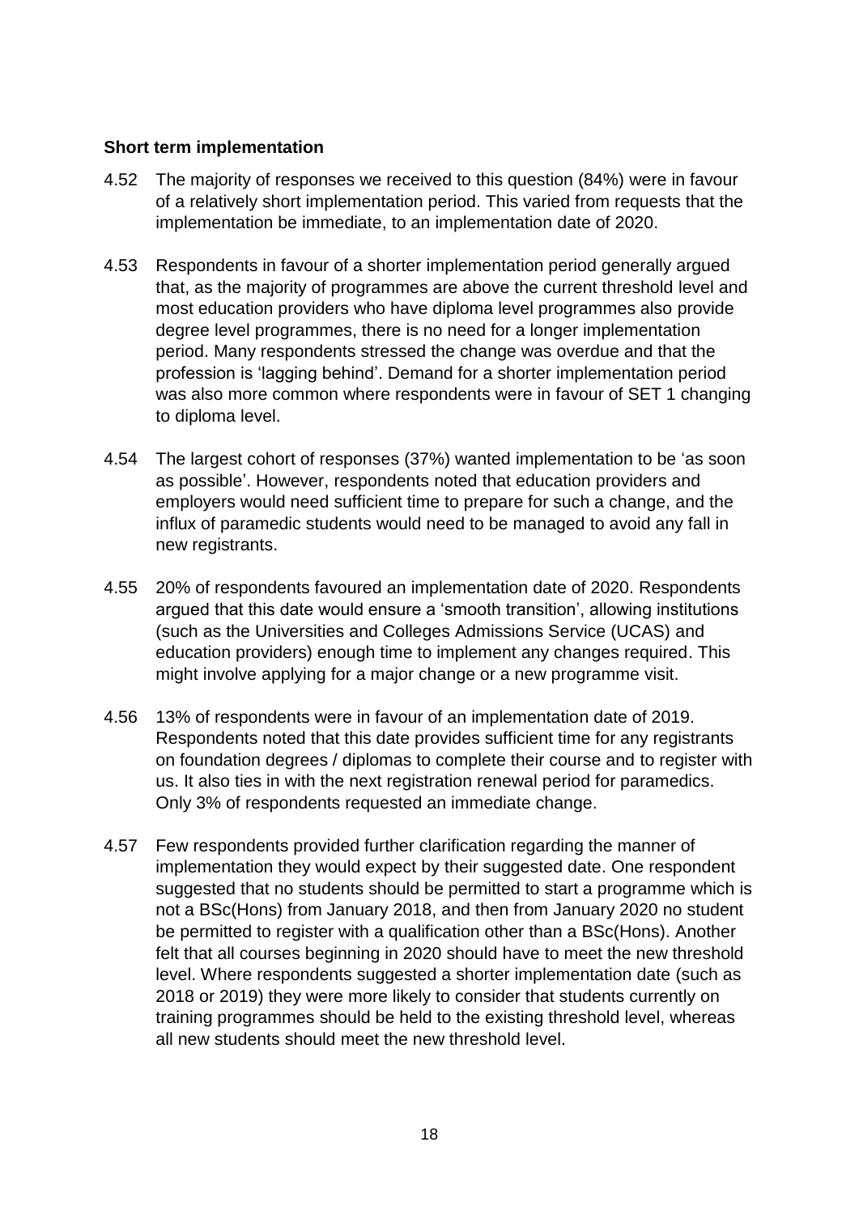**Short term implementation**

4.52 The majority of responses we received to this question (84%) were in favour of a relatively short implementation period. This varied from requests that the implementation be immediate, to an implementation date of 2020.

4.53 Respondents in favour of a shorter implementation period generally argued that, as the majority of programmes are above the current threshold level and most education providers who have diploma level programmes also provide degree level programmes, there is no need for a longer implementation period. Many respondents stressed the change was overdue and that the profession is 'lagging behind'. Demand for a shorter implementation period was also more common where respondents were in favour of SET 1 changing to diploma level.

4.54 The largest cohort of responses (37%) wanted implementation to be 'as soon as possible'. However, respondents noted that education providers and employers would need sufficient time to prepare for such a change, and the influx of paramedic students would need to be managed to avoid any fall in new registrants.

4.55 20% of respondents favoured an implementation date of 2020. Respondents argued that this date would ensure a 'smooth transition', allowing institutions (such as the Universities and Colleges Admissions Service (UCAS) and education providers) enough time to implement any changes required. This might involve applying for a major change or a new programme visit.

4.56 13% of respondents were in favour of an implementation date of 2019. Respondents noted that this date provides sufficient time for any registrants on foundation degrees / diplomas to complete their course and to register with us. It also ties in with the next registration renewal period for paramedics. Only 3% of respondents requested an immediate change.

4.57 Few respondents provided further clarification regarding the manner of implementation they would expect by their suggested date. One respondent suggested that no students should be permitted to start a programme which is not a BSc(Hons) from January 2018, and then from January 2020 no student be permitted to register with a qualification other than a BSc(Hons). Another felt that all courses beginning in 2020 should have to meet the new threshold level. Where respondents suggested a shorter implementation date (such as 2018 or 2019) they were more likely to consider that students currently on training programmes should be held to the existing threshold level, whereas all new students should meet the new threshold level.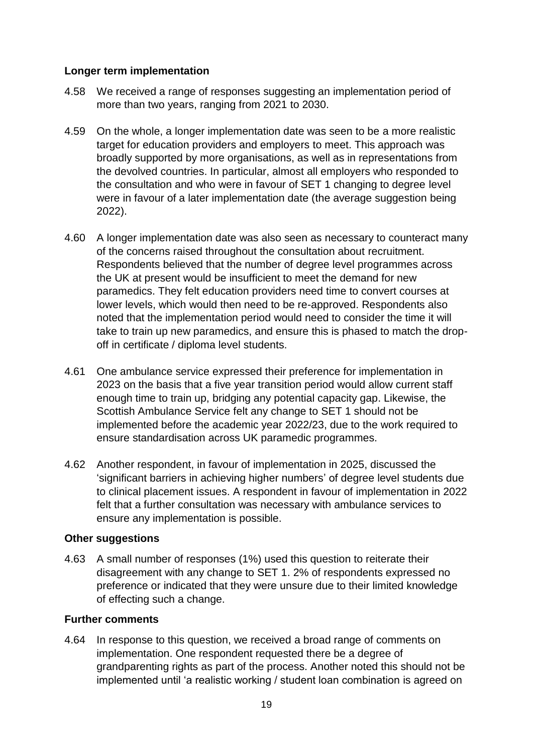### Longer term implementation

4.58 We received a range of responses suggesting an implementation period of more than two years, ranging from 2021 to 2030.

4.59 On the whole, a longer implementation date was seen to be a more realistic target for education providers and employers to meet. This approach was broadly supported by more organisations, as well as in representations from the devolved countries. In particular, almost all employers who responded to the consultation and who were in favour of SET 1 changing to degree level were in favour of a later implementation date (the average suggestion being 2022).

4.60 A longer implementation date was also seen as necessary to counteract many of the concerns raised throughout the consultation about recruitment. Respondents believed that the number of degree level programmes across the UK at present would be insufficient to meet the demand for new paramedics. They felt education providers need time to convert courses at lower levels, which would then need to be re-approved. Respondents also noted that the implementation period would need to consider the time it will take to train up new paramedics, and ensure this is phased to match the drop-off in certificate / diploma level students.

4.61 One ambulance service expressed their preference for implementation in 2023 on the basis that a five year transition period would allow current staff enough time to train up, bridging any potential capacity gap. Likewise, the Scottish Ambulance Service felt any change to SET 1 should not be implemented before the academic year 2022/23, due to the work required to ensure standardisation across UK paramedic programmes.

4.62 Another respondent, in favour of implementation in 2025, discussed the 'significant barriers in achieving higher numbers' of degree level students due to clinical placement issues. A respondent in favour of implementation in 2022 felt that a further consultation was necessary with ambulance services to ensure any implementation is possible.

### Other suggestions

4.63 A small number of responses (1%) used this question to reiterate their disagreement with any change to SET 1. 2% of respondents expressed no preference or indicated that they were unsure due to their limited knowledge of effecting such a change.

### Further comments

4.64 In response to this question, we received a broad range of comments on implementation. One respondent requested there be a degree of grandparenting rights as part of the process. Another noted this should not be implemented until 'a realistic working / student loan combination is agreed on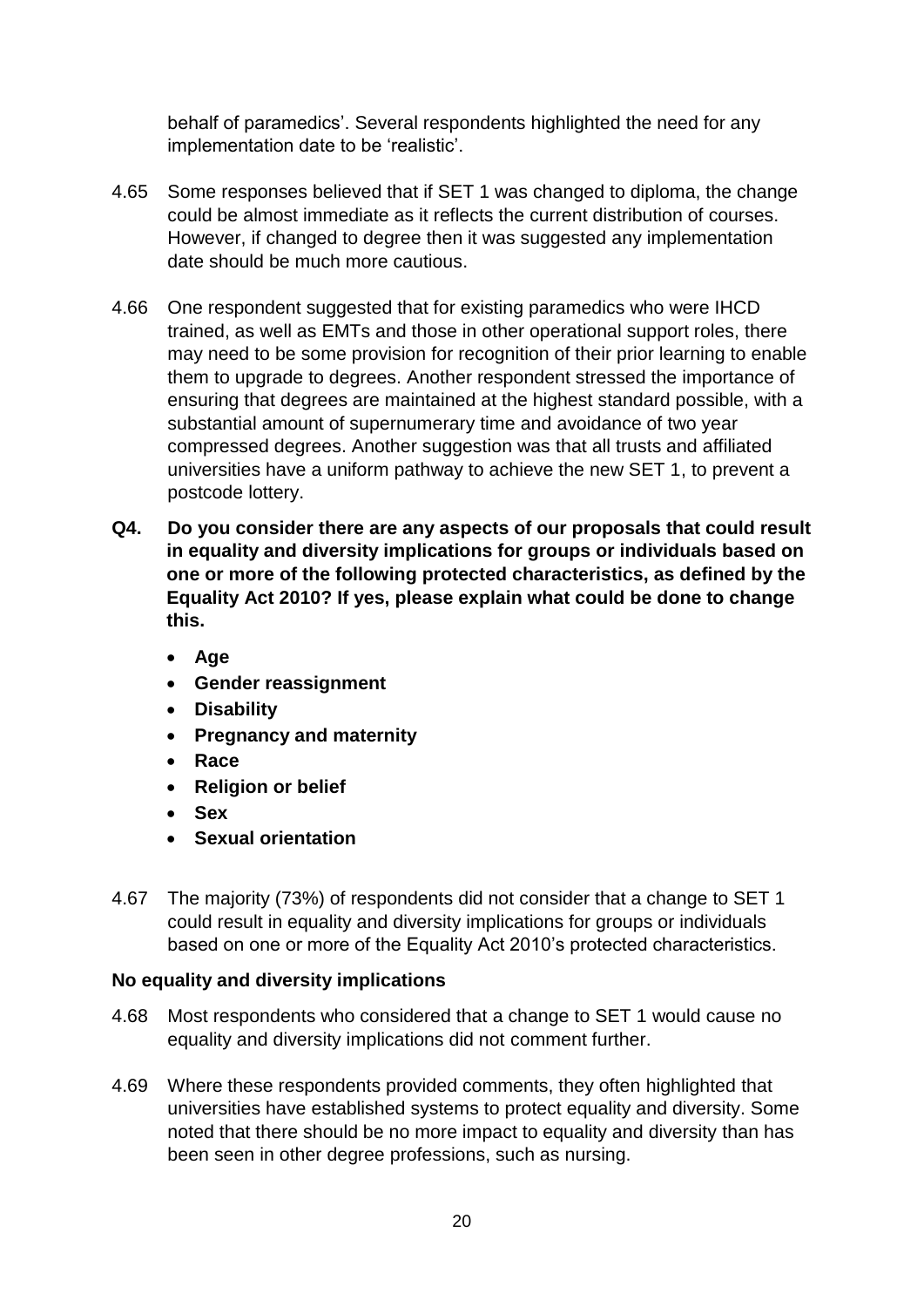behalf of paramedics'. Several respondents highlighted the need for any implementation date to be 'realistic'.

4.65 Some responses believed that if SET 1 was changed to diploma, the change could be almost immediate as it reflects the current distribution of courses. However, if changed to degree then it was suggested any implementation date should be much more cautious.

4.66 One respondent suggested that for existing paramedics who were IHCD trained, as well as EMTs and those in other operational support roles, there may need to be some provision for recognition of their prior learning to enable them to upgrade to degrees. Another respondent stressed the importance of ensuring that degrees are maintained at the highest standard possible, with a substantial amount of supernumerary time and avoidance of two year compressed degrees. Another suggestion was that all trusts and affiliated universities have a uniform pathway to achieve the new SET 1, to prevent a postcode lottery.

**Q4. Do you consider there are any aspects of our proposals that could result in equality and diversity implications for groups or individuals based on one or more of the following protected characteristics, as defined by the Equality Act 2010? If yes, please explain what could be done to change this.**

- **Age**
- **Gender reassignment**
- **Disability**
- **Pregnancy and maternity**
- **Race**
- **Religion or belief**
- **Sex**
- **Sexual orientation**

4.67 The majority (73%) of respondents did not consider that a change to SET 1 could result in equality and diversity implications for groups or individuals based on one or more of the Equality Act 2010's protected characteristics.

### No equality and diversity implications

4.68 Most respondents who considered that a change to SET 1 would cause no equality and diversity implications did not comment further.

4.69 Where these respondents provided comments, they often highlighted that universities have established systems to protect equality and diversity. Some noted that there should be no more impact to equality and diversity than has been seen in other degree professions, such as nursing.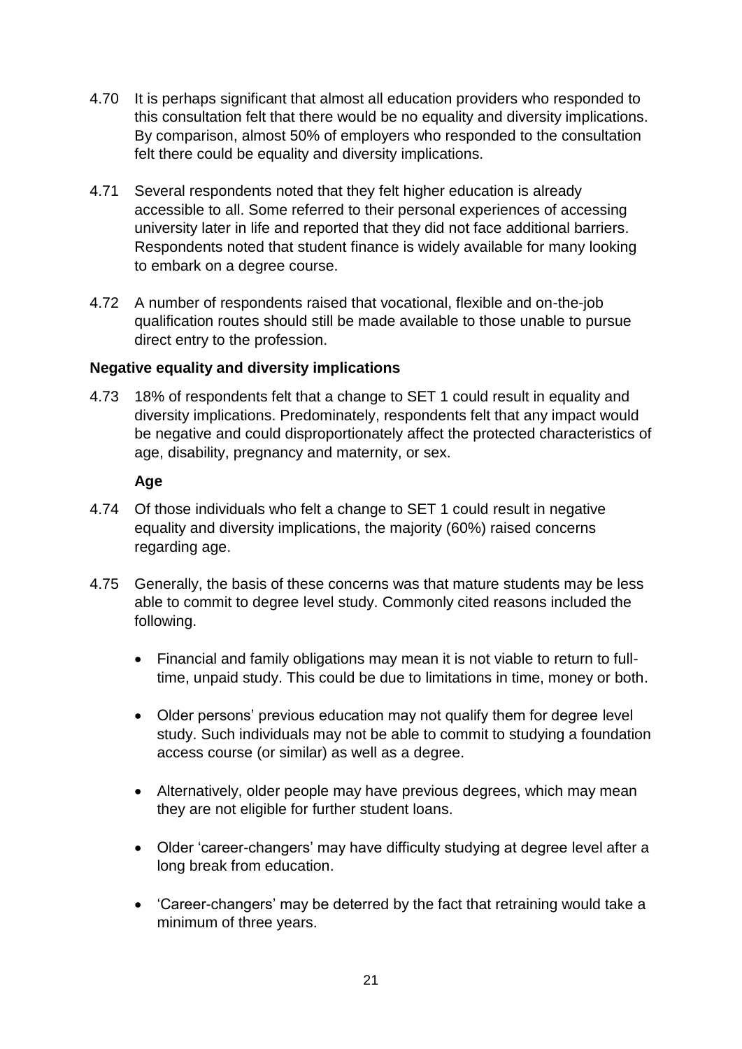4.70 It is perhaps significant that almost all education providers who responded to this consultation felt that there would be no equality and diversity implications. By comparison, almost 50% of employers who responded to the consultation felt there could be equality and diversity implications.

4.71 Several respondents noted that they felt higher education is already accessible to all. Some referred to their personal experiences of accessing university later in life and reported that they did not face additional barriers. Respondents noted that student finance is widely available for many looking to embark on a degree course.

4.72 A number of respondents raised that vocational, flexible and on-the-job qualification routes should still be made available to those unable to pursue direct entry to the profession.

### Negative equality and diversity implications

4.73 18% of respondents felt that a change to SET 1 could result in equality and diversity implications. Predominately, respondents felt that any impact would be negative and could disproportionately affect the protected characteristics of age, disability, pregnancy and maternity, or sex.

#### Age

4.74 Of those individuals who felt a change to SET 1 could result in negative equality and diversity implications, the majority (60%) raised concerns regarding age.

4.75 Generally, the basis of these concerns was that mature students may be less able to commit to degree level study. Commonly cited reasons included the following.

- Financial and family obligations may mean it is not viable to return to full-time, unpaid study. This could be due to limitations in time, money or both.
- Older persons' previous education may not qualify them for degree level study. Such individuals may not be able to commit to studying a foundation access course (or similar) as well as a degree.
- Alternatively, older people may have previous degrees, which may mean they are not eligible for further student loans.
- Older 'career-changers' may have difficulty studying at degree level after a long break from education.
- 'Career-changers' may be deterred by the fact that retraining would take a minimum of three years.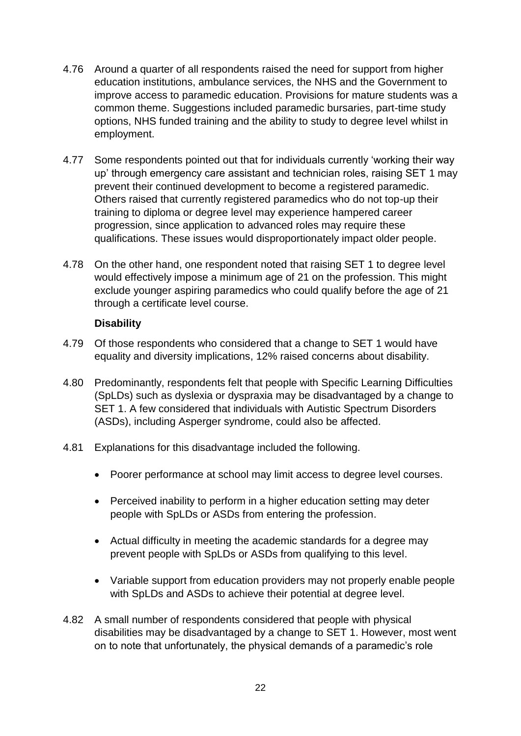4.76 Around a quarter of all respondents raised the need for support from higher education institutions, ambulance services, the NHS and the Government to improve access to paramedic education. Provisions for mature students was a common theme. Suggestions included paramedic bursaries, part-time study options, NHS funded training and the ability to study to degree level whilst in employment.

4.77 Some respondents pointed out that for individuals currently 'working their way up' through emergency care assistant and technician roles, raising SET 1 may prevent their continued development to become a registered paramedic. Others raised that currently registered paramedics who do not top-up their training to diploma or degree level may experience hampered career progression, since application to advanced roles may require these qualifications. These issues would disproportionately impact older people.

4.78 On the other hand, one respondent noted that raising SET 1 to degree level would effectively impose a minimum age of 21 on the profession. This might exclude younger aspiring paramedics who could qualify before the age of 21 through a certificate level course.

**Disability**

4.79 Of those respondents who considered that a change to SET 1 would have equality and diversity implications, 12% raised concerns about disability.

4.80 Predominantly, respondents felt that people with Specific Learning Difficulties (SpLDs) such as dyslexia or dyspraxia may be disadvantaged by a change to SET 1. A few considered that individuals with Autistic Spectrum Disorders (ASDs), including Asperger syndrome, could also be affected.

4.81 Explanations for this disadvantage included the following.

- Poorer performance at school may limit access to degree level courses.
- Perceived inability to perform in a higher education setting may deter people with SpLDs or ASDs from entering the profession.
- Actual difficulty in meeting the academic standards for a degree may prevent people with SpLDs or ASDs from qualifying to this level.
- Variable support from education providers may not properly enable people with SpLDs and ASDs to achieve their potential at degree level.

4.82 A small number of respondents considered that people with physical disabilities may be disadvantaged by a change to SET 1. However, most went on to note that unfortunately, the physical demands of a paramedic's role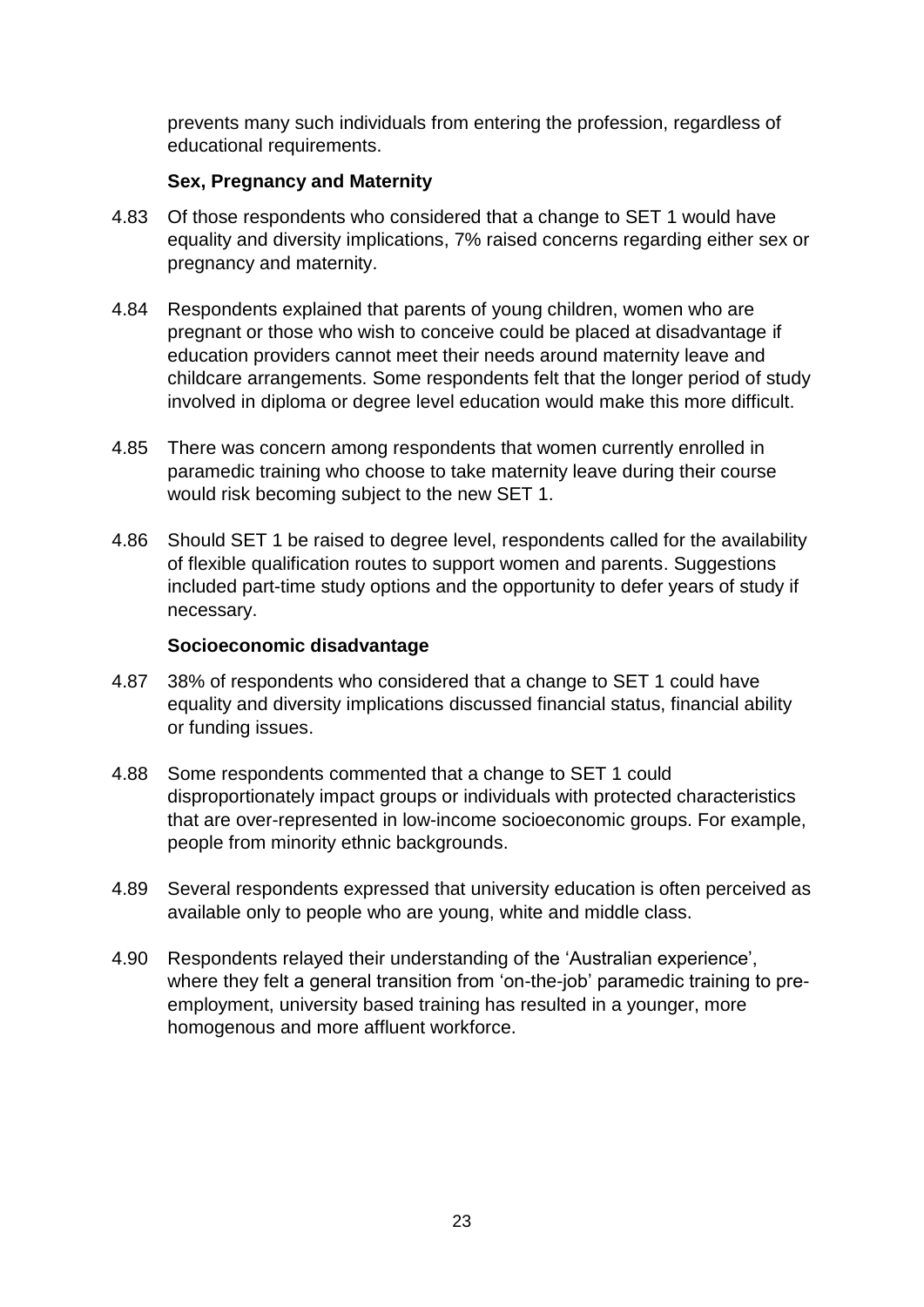prevents many such individuals from entering the profession, regardless of educational requirements.

**Sex, Pregnancy and Maternity**

4.83 Of those respondents who considered that a change to SET 1 would have equality and diversity implications, 7% raised concerns regarding either sex or pregnancy and maternity.

4.84 Respondents explained that parents of young children, women who are pregnant or those who wish to conceive could be placed at disadvantage if education providers cannot meet their needs around maternity leave and childcare arrangements. Some respondents felt that the longer period of study involved in diploma or degree level education would make this more difficult.

4.85 There was concern among respondents that women currently enrolled in paramedic training who choose to take maternity leave during their course would risk becoming subject to the new SET 1.

4.86 Should SET 1 be raised to degree level, respondents called for the availability of flexible qualification routes to support women and parents. Suggestions included part-time study options and the opportunity to defer years of study if necessary.

**Socioeconomic disadvantage**

4.87 38% of respondents who considered that a change to SET 1 could have equality and diversity implications discussed financial status, financial ability or funding issues.

4.88 Some respondents commented that a change to SET 1 could disproportionately impact groups or individuals with protected characteristics that are over-represented in low-income socioeconomic groups. For example, people from minority ethnic backgrounds.

4.89 Several respondents expressed that university education is often perceived as available only to people who are young, white and middle class.

4.90 Respondents relayed their understanding of the 'Australian experience', where they felt a general transition from 'on-the-job' paramedic training to pre-employment, university based training has resulted in a younger, more homogenous and more affluent workforce.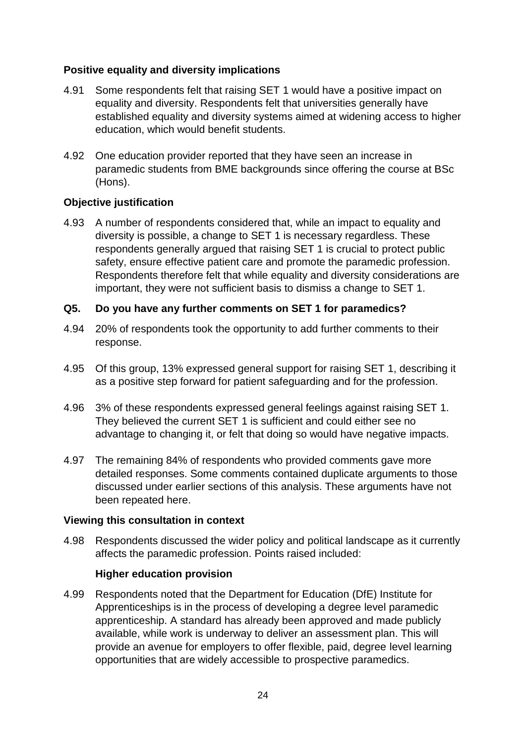**Positive equality and diversity implications**

4.91 Some respondents felt that raising SET 1 would have a positive impact on equality and diversity. Respondents felt that universities generally have established equality and diversity systems aimed at widening access to higher education, which would benefit students.

4.92 One education provider reported that they have seen an increase in paramedic students from BME backgrounds since offering the course at BSc (Hons).

**Objective justification**

4.93 A number of respondents considered that, while an impact to equality and diversity is possible, a change to SET 1 is necessary regardless. These respondents generally argued that raising SET 1 is crucial to protect public safety, ensure effective patient care and promote the paramedic profession. Respondents therefore felt that while equality and diversity considerations are important, they were not sufficient basis to dismiss a change to SET 1.

**Q5. Do you have any further comments on SET 1 for paramedics?**

4.94 20% of respondents took the opportunity to add further comments to their response.

4.95 Of this group, 13% expressed general support for raising SET 1, describing it as a positive step forward for patient safeguarding and for the profession.

4.96 3% of these respondents expressed general feelings against raising SET 1. They believed the current SET 1 is sufficient and could either see no advantage to changing it, or felt that doing so would have negative impacts.

4.97 The remaining 84% of respondents who provided comments gave more detailed responses. Some comments contained duplicate arguments to those discussed under earlier sections of this analysis. These arguments have not been repeated here.

**Viewing this consultation in context**

4.98 Respondents discussed the wider policy and political landscape as it currently affects the paramedic profession. Points raised included:

**Higher education provision**

4.99 Respondents noted that the Department for Education (DfE) Institute for Apprenticeships is in the process of developing a degree level paramedic apprenticeship. A standard has already been approved and made publicly available, while work is underway to deliver an assessment plan. This will provide an avenue for employers to offer flexible, paid, degree level learning opportunities that are widely accessible to prospective paramedics.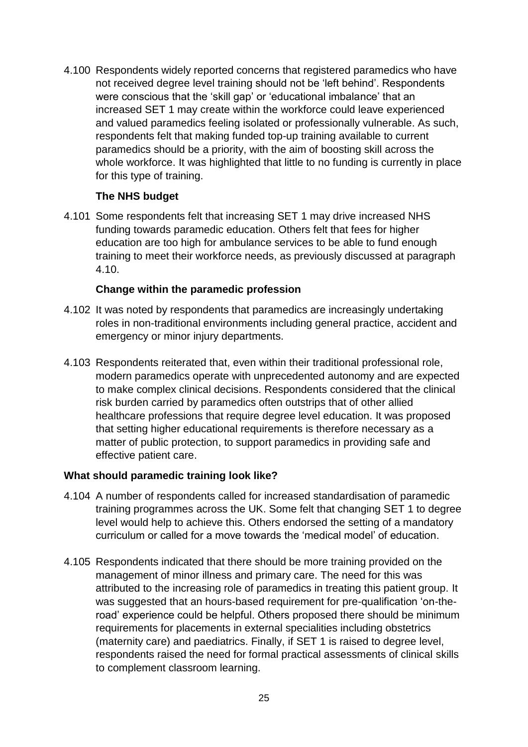4.100 Respondents widely reported concerns that registered paramedics who have not received degree level training should not be 'left behind'. Respondents were conscious that the 'skill gap' or 'educational imbalance' that an increased SET 1 may create within the workforce could leave experienced and valued paramedics feeling isolated or professionally vulnerable. As such, respondents felt that making funded top-up training available to current paramedics should be a priority, with the aim of boosting skill across the whole workforce. It was highlighted that little to no funding is currently in place for this type of training.

**The NHS budget**

4.101 Some respondents felt that increasing SET 1 may drive increased NHS funding towards paramedic education. Others felt that fees for higher education are too high for ambulance services to be able to fund enough training to meet their workforce needs, as previously discussed at paragraph 4.10.

**Change within the paramedic profession**

4.102 It was noted by respondents that paramedics are increasingly undertaking roles in non-traditional environments including general practice, accident and emergency or minor injury departments.

4.103 Respondents reiterated that, even within their traditional professional role, modern paramedics operate with unprecedented autonomy and are expected to make complex clinical decisions. Respondents considered that the clinical risk burden carried by paramedics often outstrips that of other allied healthcare professions that require degree level education. It was proposed that setting higher educational requirements is therefore necessary as a matter of public protection, to support paramedics in providing safe and effective patient care.

### What should paramedic training look like?

4.104 A number of respondents called for increased standardisation of paramedic training programmes across the UK. Some felt that changing SET 1 to degree level would help to achieve this. Others endorsed the setting of a mandatory curriculum or called for a move towards the 'medical model' of education.

4.105 Respondents indicated that there should be more training provided on the management of minor illness and primary care. The need for this was attributed to the increasing role of paramedics in treating this patient group. It was suggested that an hours-based requirement for pre-qualification 'on-the-road' experience could be helpful. Others proposed there should be minimum requirements for placements in external specialities including obstetrics (maternity care) and paediatrics. Finally, if SET 1 is raised to degree level, respondents raised the need for formal practical assessments of clinical skills to complement classroom learning.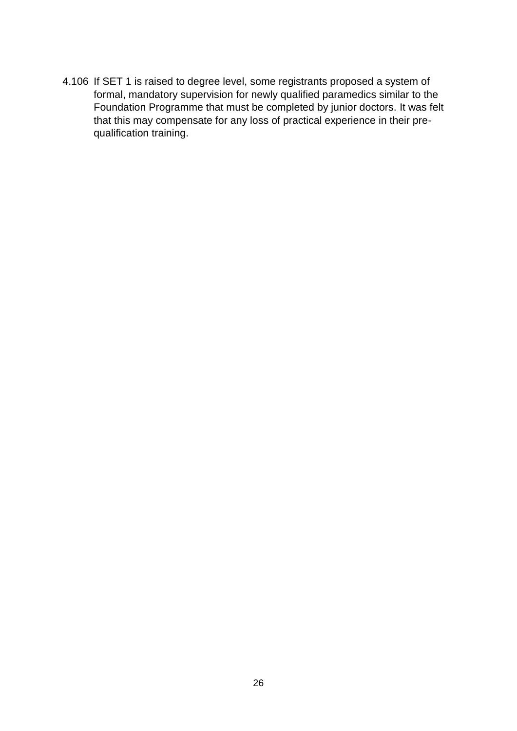4.106 If SET 1 is raised to degree level, some registrants proposed a system of formal, mandatory supervision for newly qualified paramedics similar to the Foundation Programme that must be completed by junior doctors. It was felt that this may compensate for any loss of practical experience in their pre-qualification training.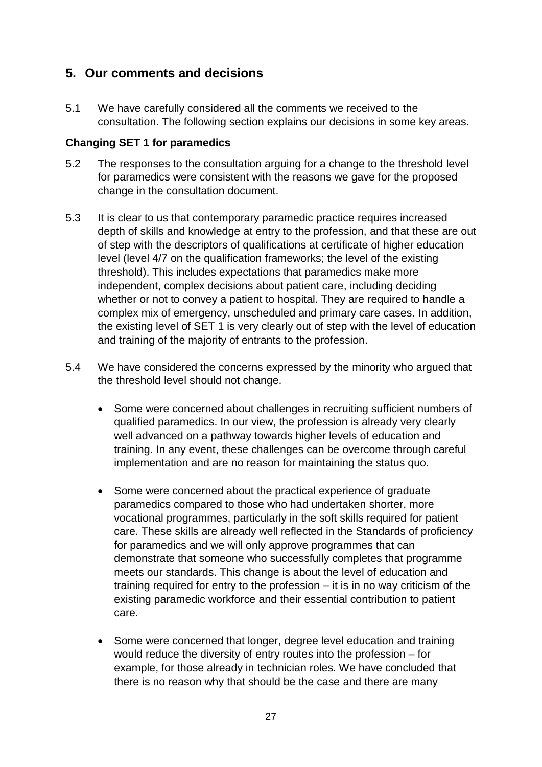## 5. Our comments and decisions

5.1 We have carefully considered all the comments we received to the consultation. The following section explains our decisions in some key areas.

**Changing SET 1 for paramedics**

5.2 The responses to the consultation arguing for a change to the threshold level for paramedics were consistent with the reasons we gave for the proposed change in the consultation document.

5.3 It is clear to us that contemporary paramedic practice requires increased depth of skills and knowledge at entry to the profession, and that these are out of step with the descriptors of qualifications at certificate of higher education level (level 4/7 on the qualification frameworks; the level of the existing threshold). This includes expectations that paramedics make more independent, complex decisions about patient care, including deciding whether or not to convey a patient to hospital. They are required to handle a complex mix of emergency, unscheduled and primary care cases. In addition, the existing level of SET 1 is very clearly out of step with the level of education and training of the majority of entrants to the profession.

5.4 We have considered the concerns expressed by the minority who argued that the threshold level should not change.

- Some were concerned about challenges in recruiting sufficient numbers of qualified paramedics. In our view, the profession is already very clearly well advanced on a pathway towards higher levels of education and training. In any event, these challenges can be overcome through careful implementation and are no reason for maintaining the status quo.

- Some were concerned about the practical experience of graduate paramedics compared to those who had undertaken shorter, more vocational programmes, particularly in the soft skills required for patient care. These skills are already well reflected in the Standards of proficiency for paramedics and we will only approve programmes that can demonstrate that someone who successfully completes that programme meets our standards. This change is about the level of education and training required for entry to the profession – it is in no way criticism of the existing paramedic workforce and their essential contribution to patient care.

- Some were concerned that longer, degree level education and training would reduce the diversity of entry routes into the profession – for example, for those already in technician roles. We have concluded that there is no reason why that should be the case and there are many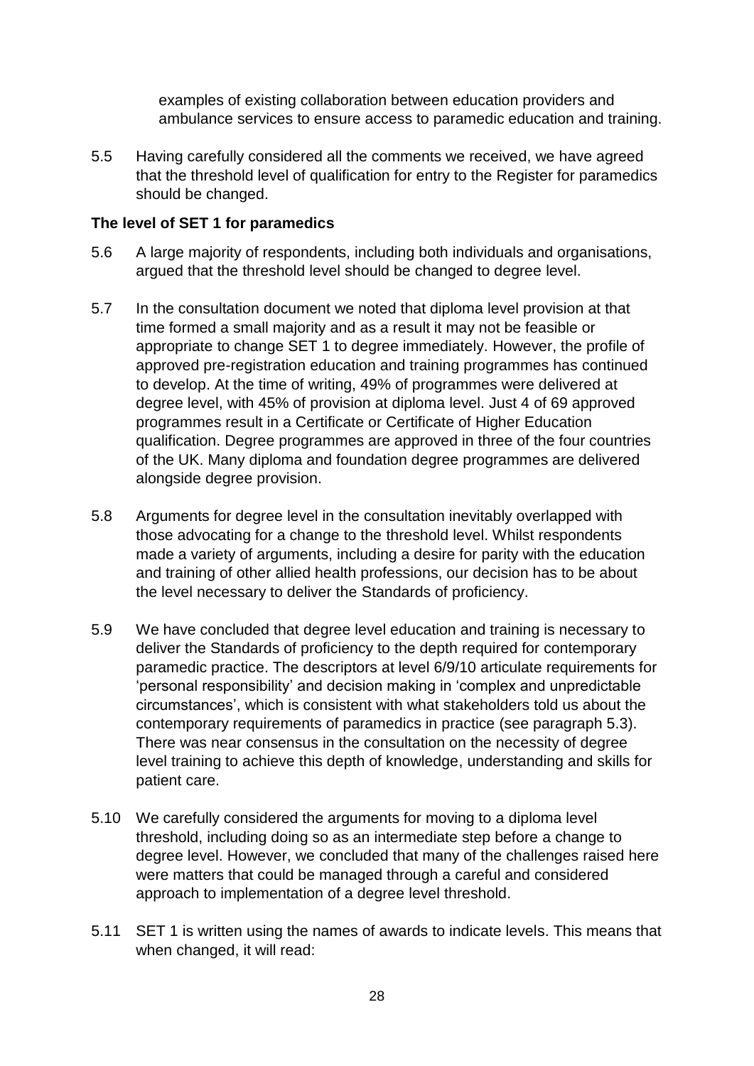examples of existing collaboration between education providers and ambulance services to ensure access to paramedic education and training.

5.5 Having carefully considered all the comments we received, we have agreed that the threshold level of qualification for entry to the Register for paramedics should be changed.

**The level of SET 1 for paramedics**

5.6 A large majority of respondents, including both individuals and organisations, argued that the threshold level should be changed to degree level.

5.7 In the consultation document we noted that diploma level provision at that time formed a small majority and as a result it may not be feasible or appropriate to change SET 1 to degree immediately. However, the profile of approved pre-registration education and training programmes has continued to develop. At the time of writing, 49% of programmes were delivered at degree level, with 45% of provision at diploma level. Just 4 of 69 approved programmes result in a Certificate or Certificate of Higher Education qualification. Degree programmes are approved in three of the four countries of the UK. Many diploma and foundation degree programmes are delivered alongside degree provision.

5.8 Arguments for degree level in the consultation inevitably overlapped with those advocating for a change to the threshold level. Whilst respondents made a variety of arguments, including a desire for parity with the education and training of other allied health professions, our decision has to be about the level necessary to deliver the Standards of proficiency.

5.9 We have concluded that degree level education and training is necessary to deliver the Standards of proficiency to the depth required for contemporary paramedic practice. The descriptors at level 6/9/10 articulate requirements for 'personal responsibility' and decision making in 'complex and unpredictable circumstances', which is consistent with what stakeholders told us about the contemporary requirements of paramedics in practice (see paragraph 5.3). There was near consensus in the consultation on the necessity of degree level training to achieve this depth of knowledge, understanding and skills for patient care.

5.10 We carefully considered the arguments for moving to a diploma level threshold, including doing so as an intermediate step before a change to degree level. However, we concluded that many of the challenges raised here were matters that could be managed through a careful and considered approach to implementation of a degree level threshold.

5.11 SET 1 is written using the names of awards to indicate levels. This means that when changed, it will read: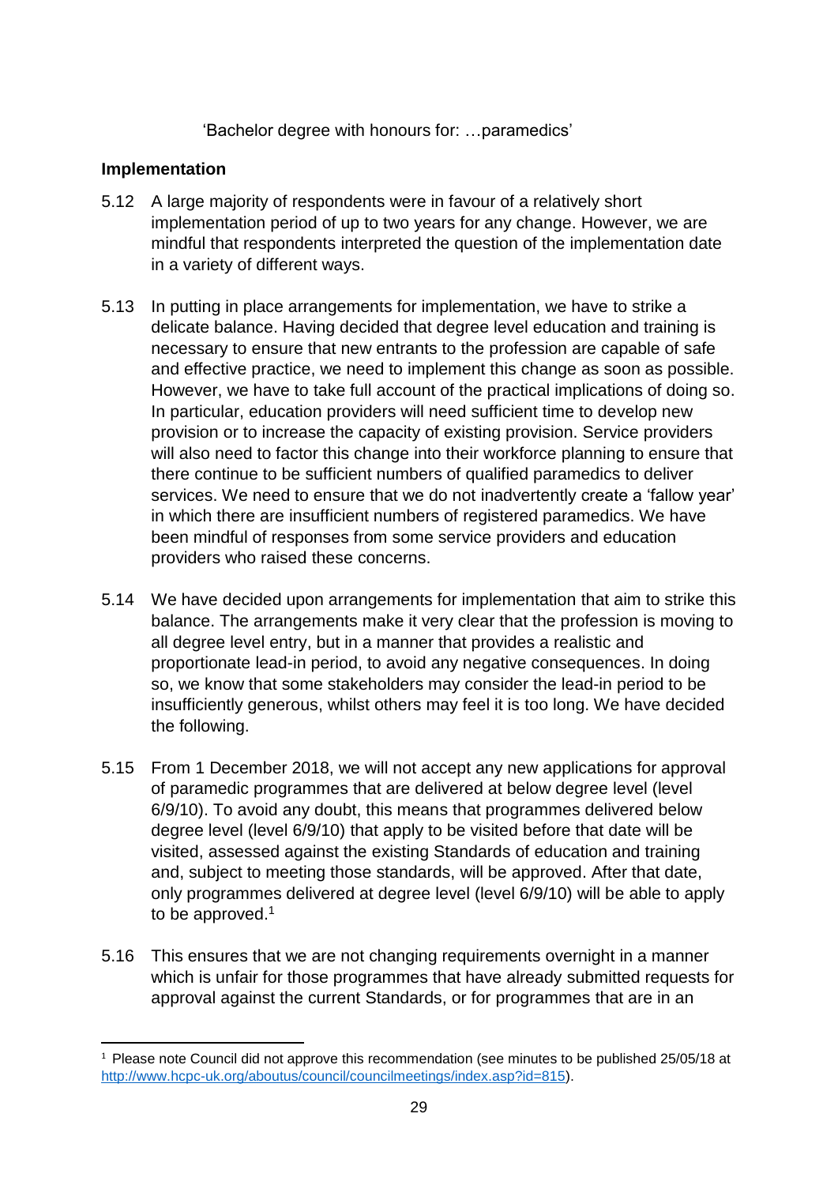'Bachelor degree with honours for: …paramedics'

**Implementation**

5.12 A large majority of respondents were in favour of a relatively short implementation period of up to two years for any change. However, we are mindful that respondents interpreted the question of the implementation date in a variety of different ways.

5.13 In putting in place arrangements for implementation, we have to strike a delicate balance. Having decided that degree level education and training is necessary to ensure that new entrants to the profession are capable of safe and effective practice, we need to implement this change as soon as possible. However, we have to take full account of the practical implications of doing so. In particular, education providers will need sufficient time to develop new provision or to increase the capacity of existing provision. Service providers will also need to factor this change into their workforce planning to ensure that there continue to be sufficient numbers of qualified paramedics to deliver services. We need to ensure that we do not inadvertently create a 'fallow year' in which there are insufficient numbers of registered paramedics. We have been mindful of responses from some service providers and education providers who raised these concerns.

5.14 We have decided upon arrangements for implementation that aim to strike this balance. The arrangements make it very clear that the profession is moving to all degree level entry, but in a manner that provides a realistic and proportionate lead-in period, to avoid any negative consequences. In doing so, we know that some stakeholders may consider the lead-in period to be insufficiently generous, whilst others may feel it is too long. We have decided the following.

5.15 From 1 December 2018, we will not accept any new applications for approval of paramedic programmes that are delivered at below degree level (level 6/9/10). To avoid any doubt, this means that programmes delivered below degree level (level 6/9/10) that apply to be visited before that date will be visited, assessed against the existing Standards of education and training and, subject to meeting those standards, will be approved. After that date, only programmes delivered at degree level (level 6/9/10) will be able to apply to be approved.[1]

5.16 This ensures that we are not changing requirements overnight in a manner which is unfair for those programmes that have already submitted requests for approval against the current Standards, or for programmes that are in an

[1] Please note Council did not approve this recommendation (see minutes to be published 25/05/18 at http://www.hcpc-uk.org/aboutus/council/councilmeetings/index.asp?id=815).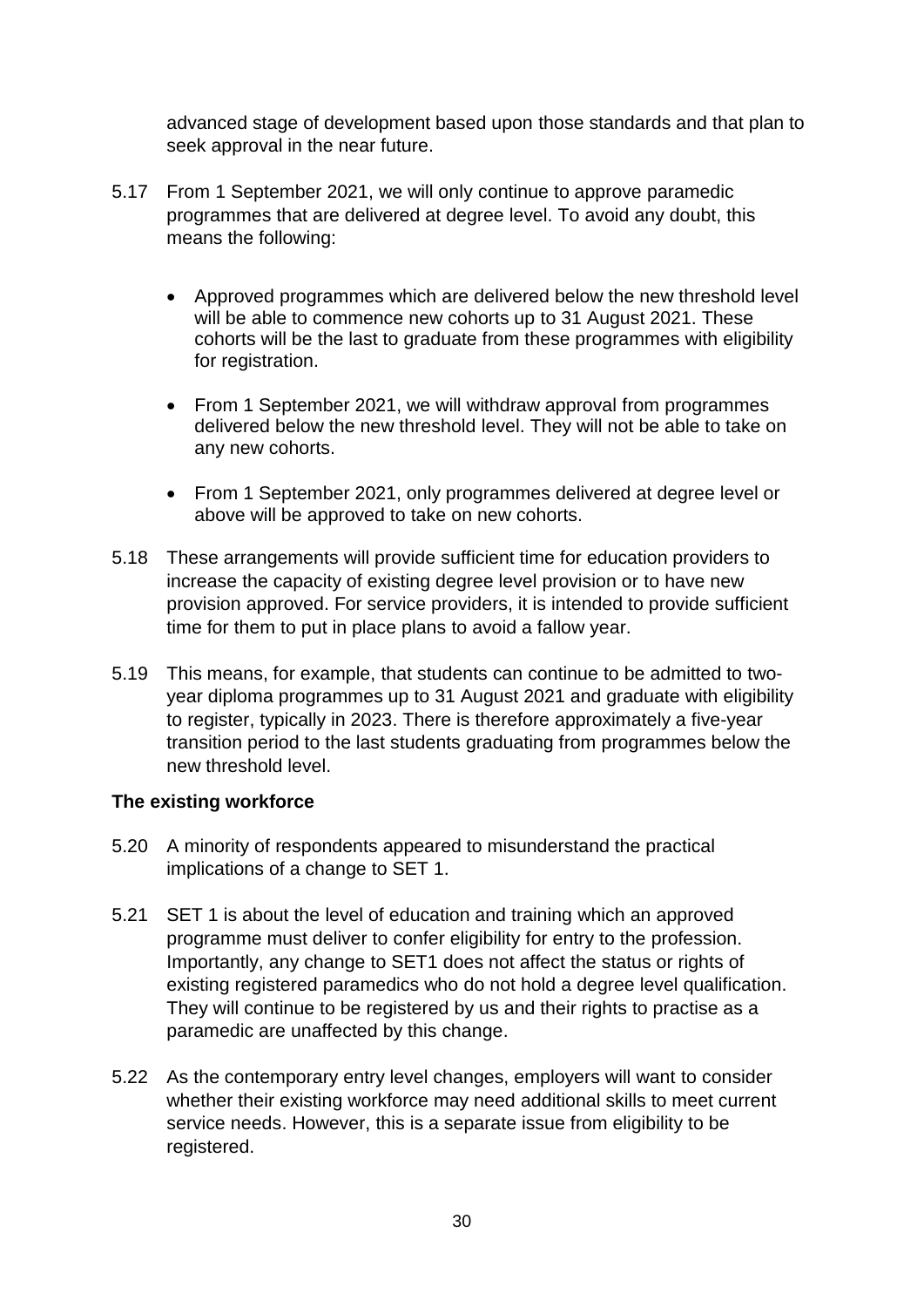advanced stage of development based upon those standards and that plan to seek approval in the near future.

5.17 From 1 September 2021, we will only continue to approve paramedic programmes that are delivered at degree level. To avoid any doubt, this means the following:

- Approved programmes which are delivered below the new threshold level will be able to commence new cohorts up to 31 August 2021. These cohorts will be the last to graduate from these programmes with eligibility for registration.
- From 1 September 2021, we will withdraw approval from programmes delivered below the new threshold level. They will not be able to take on any new cohorts.
- From 1 September 2021, only programmes delivered at degree level or above will be approved to take on new cohorts.

5.18 These arrangements will provide sufficient time for education providers to increase the capacity of existing degree level provision or to have new provision approved. For service providers, it is intended to provide sufficient time for them to put in place plans to avoid a fallow year.

5.19 This means, for example, that students can continue to be admitted to two-year diploma programmes up to 31 August 2021 and graduate with eligibility to register, typically in 2023. There is therefore approximately a five-year transition period to the last students graduating from programmes below the new threshold level.

**The existing workforce**

5.20 A minority of respondents appeared to misunderstand the practical implications of a change to SET 1.

5.21 SET 1 is about the level of education and training which an approved programme must deliver to confer eligibility for entry to the profession. Importantly, any change to SET1 does not affect the status or rights of existing registered paramedics who do not hold a degree level qualification. They will continue to be registered by us and their rights to practise as a paramedic are unaffected by this change.

5.22 As the contemporary entry level changes, employers will want to consider whether their existing workforce may need additional skills to meet current service needs. However, this is a separate issue from eligibility to be registered.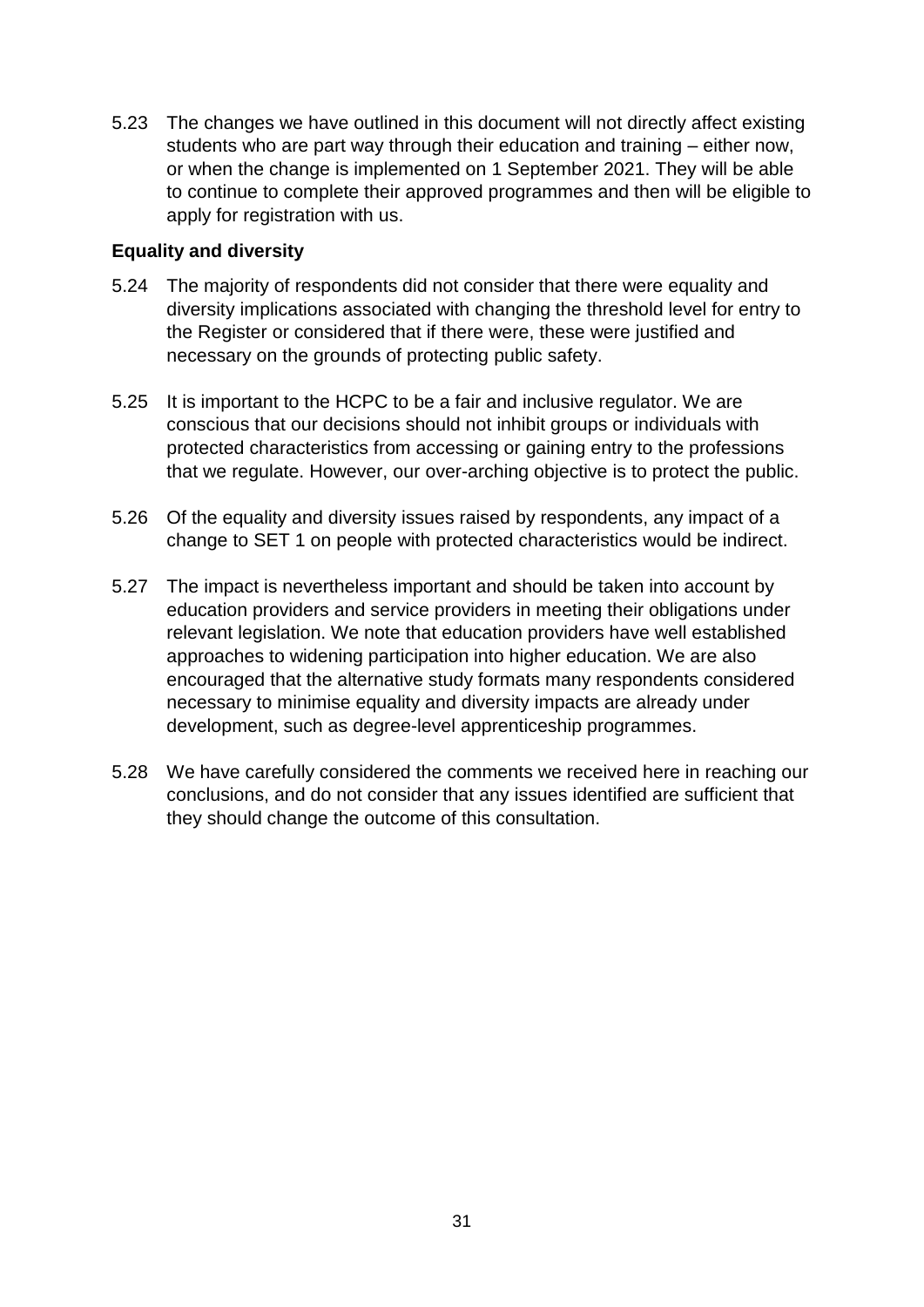5.23 The changes we have outlined in this document will not directly affect existing students who are part way through their education and training – either now, or when the change is implemented on 1 September 2021. They will be able to continue to complete their approved programmes and then will be eligible to apply for registration with us.

**Equality and diversity**

5.24 The majority of respondents did not consider that there were equality and diversity implications associated with changing the threshold level for entry to the Register or considered that if there were, these were justified and necessary on the grounds of protecting public safety.

5.25 It is important to the HCPC to be a fair and inclusive regulator. We are conscious that our decisions should not inhibit groups or individuals with protected characteristics from accessing or gaining entry to the professions that we regulate. However, our over-arching objective is to protect the public.

5.26 Of the equality and diversity issues raised by respondents, any impact of a change to SET 1 on people with protected characteristics would be indirect.

5.27 The impact is nevertheless important and should be taken into account by education providers and service providers in meeting their obligations under relevant legislation. We note that education providers have well established approaches to widening participation into higher education. We are also encouraged that the alternative study formats many respondents considered necessary to minimise equality and diversity impacts are already under development, such as degree-level apprenticeship programmes.

5.28 We have carefully considered the comments we received here in reaching our conclusions, and do not consider that any issues identified are sufficient that they should change the outcome of this consultation.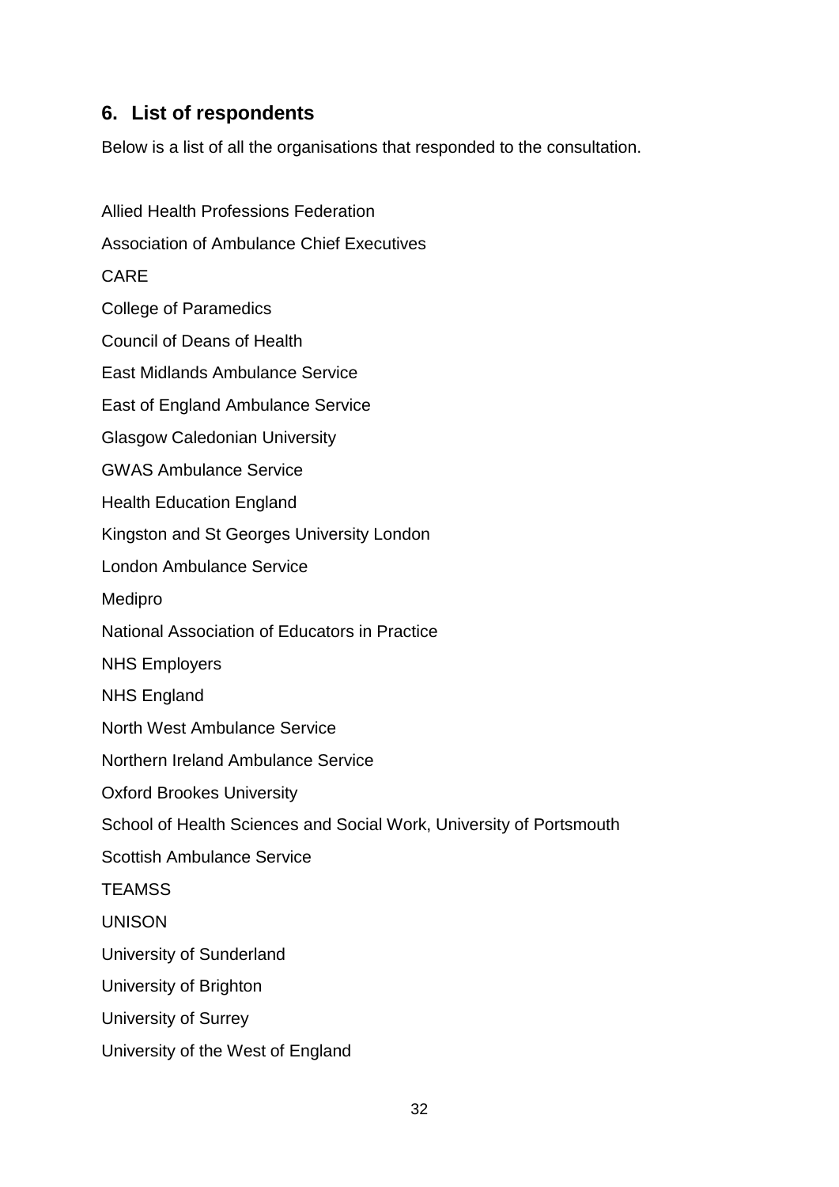## 6. List of respondents

Below is a list of all the organisations that responded to the consultation.

Allied Health Professions Federation

Association of Ambulance Chief Executives

CARE

College of Paramedics

Council of Deans of Health

East Midlands Ambulance Service

East of England Ambulance Service

Glasgow Caledonian University

GWAS Ambulance Service

Health Education England

Kingston and St Georges University London

London Ambulance Service

Medipro

National Association of Educators in Practice

NHS Employers

NHS England

North West Ambulance Service

Northern Ireland Ambulance Service

Oxford Brookes University

School of Health Sciences and Social Work, University of Portsmouth

Scottish Ambulance Service

TEAMSS

UNISON

University of Sunderland

University of Brighton

University of Surrey

University of the West of England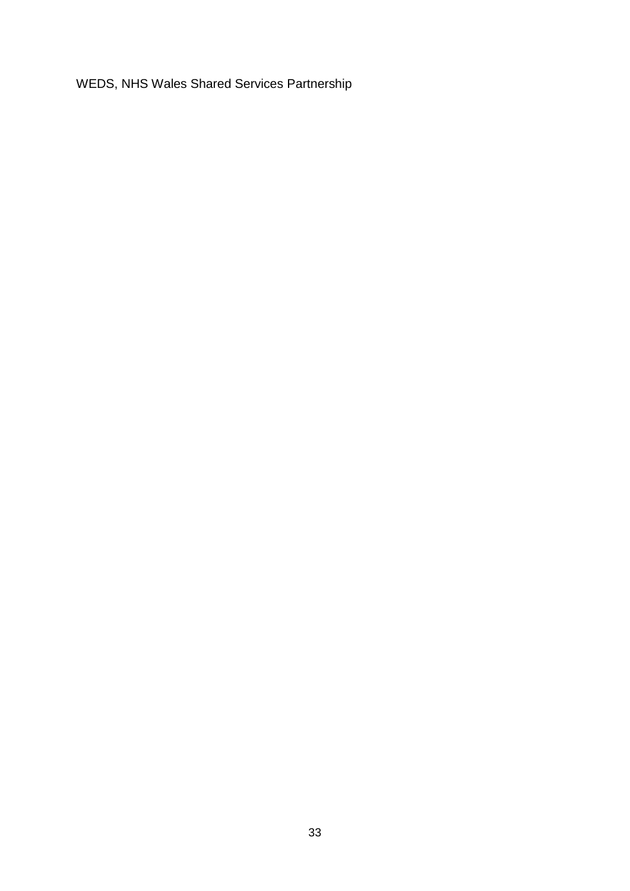WEDS, NHS Wales Shared Services Partnership